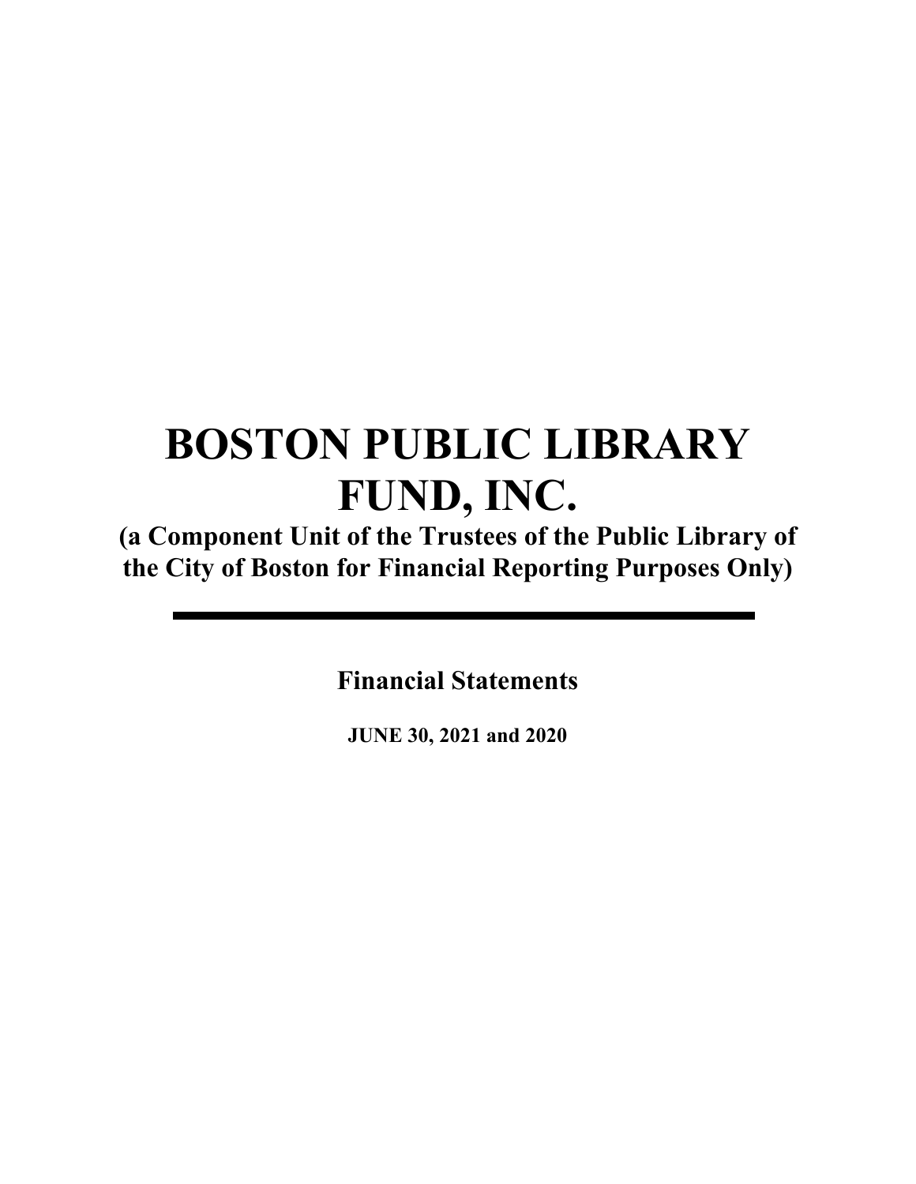# BOSTON PUBLIC LIBRARY FUND, INC.

**(a Component Unit of the Trustees of the Public Library of the City of Boston for Financial Reporting Purposes Only)**

---

**Financial Statements**

**JUNE 30, 2021 and 2020**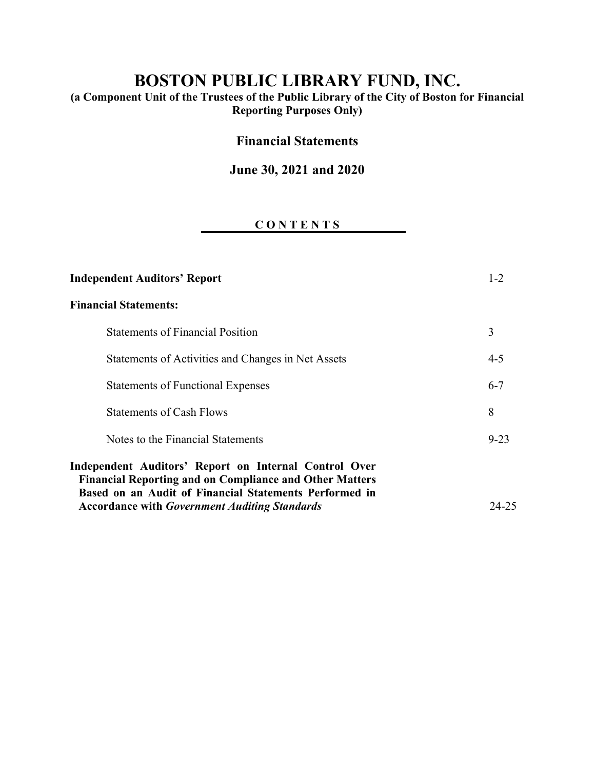# BOSTON PUBLIC LIBRARY FUND, INC.

**(a Component Unit of the Trustees of the Public Library of the City of Boston for Financial Reporting Purposes Only)**

## Financial Statements

## June 30, 2021 and 2020

### C O N T E N T S

| | |
|---|---|
| **Independent Auditors' Report** | 1-2 |
| **Financial Statements:** | |
| Statements of Financial Position | 3 |
| Statements of Activities and Changes in Net Assets | 4-5 |
| Statements of Functional Expenses | 6-7 |
| Statements of Cash Flows | 8 |
| Notes to the Financial Statements | 9-23 |
| **Independent Auditors' Report on Internal Control Over Financial Reporting and on Compliance and Other Matters Based on an Audit of Financial Statements Performed in Accordance with *Government Auditing Standards*** | 24-25 |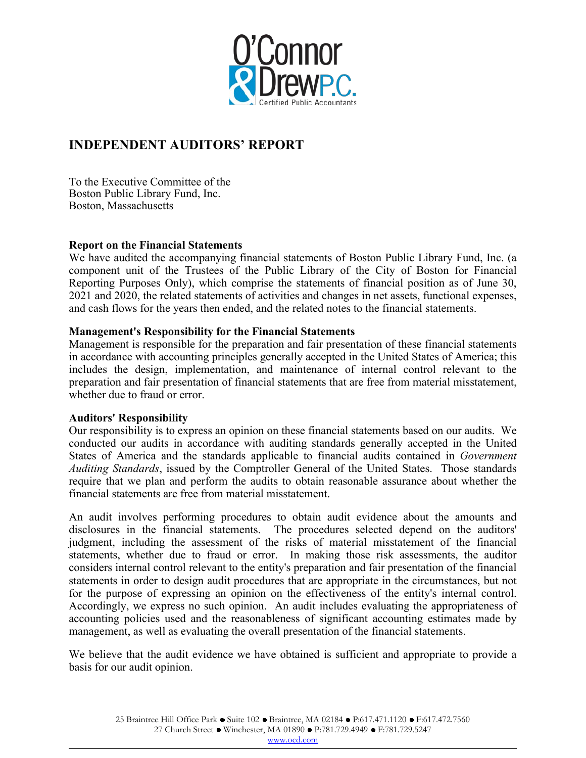# INDEPENDENT AUDITORS' REPORT

To the Executive Committee of the
Boston Public Library Fund, Inc.
Boston, Massachusetts

**Report on the Financial Statements**

We have audited the accompanying financial statements of Boston Public Library Fund, Inc. (a component unit of the Trustees of the Public Library of the City of Boston for Financial Reporting Purposes Only), which comprise the statements of financial position as of June 30, 2021 and 2020, the related statements of activities and changes in net assets, functional expenses, and cash flows for the years then ended, and the related notes to the financial statements.

**Management's Responsibility for the Financial Statements**

Management is responsible for the preparation and fair presentation of these financial statements in accordance with accounting principles generally accepted in the United States of America; this includes the design, implementation, and maintenance of internal control relevant to the preparation and fair presentation of financial statements that are free from material misstatement, whether due to fraud or error.

**Auditors' Responsibility**

Our responsibility is to express an opinion on these financial statements based on our audits. We conducted our audits in accordance with auditing standards generally accepted in the United States of America and the standards applicable to financial audits contained in *Government Auditing Standards*, issued by the Comptroller General of the United States. Those standards require that we plan and perform the audits to obtain reasonable assurance about whether the financial statements are free from material misstatement.

An audit involves performing procedures to obtain audit evidence about the amounts and disclosures in the financial statements. The procedures selected depend on the auditors' judgment, including the assessment of the risks of material misstatement of the financial statements, whether due to fraud or error. In making those risk assessments, the auditor considers internal control relevant to the entity's preparation and fair presentation of the financial statements in order to design audit procedures that are appropriate in the circumstances, but not for the purpose of expressing an opinion on the effectiveness of the entity's internal control. Accordingly, we express no such opinion. An audit includes evaluating the appropriateness of accounting policies used and the reasonableness of significant accounting estimates made by management, as well as evaluating the overall presentation of the financial statements.

We believe that the audit evidence we have obtained is sufficient and appropriate to provide a basis for our audit opinion.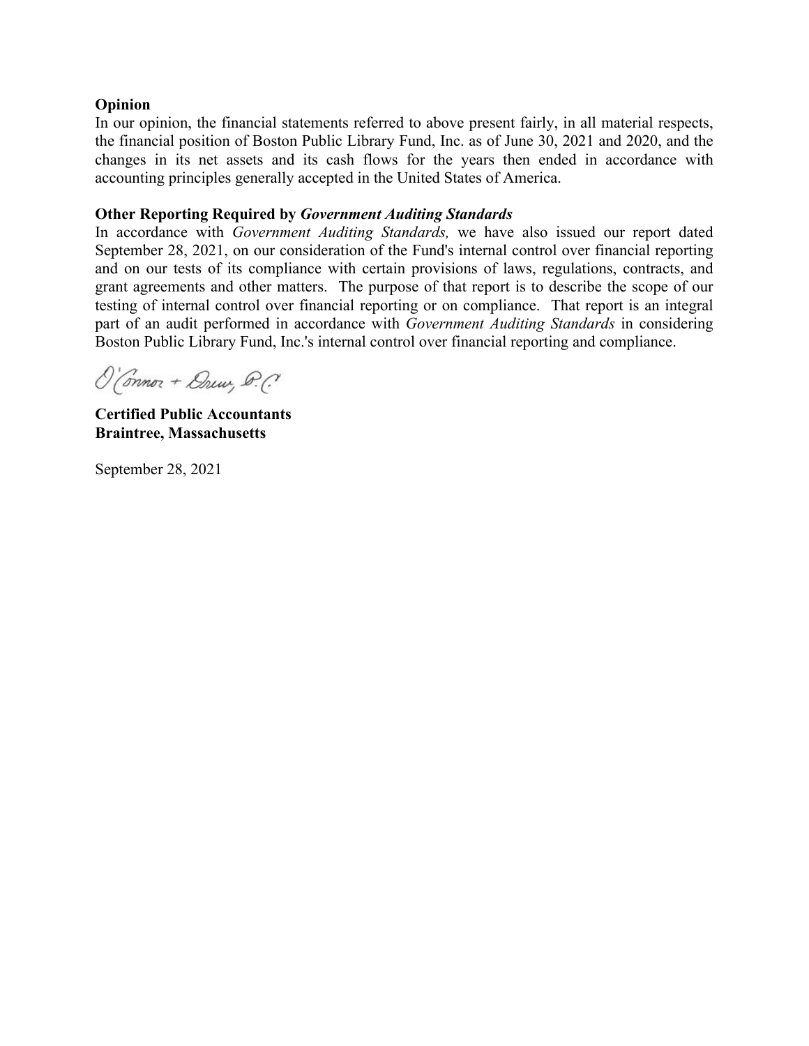**Opinion**

In our opinion, the financial statements referred to above present fairly, in all material respects, the financial position of Boston Public Library Fund, Inc. as of June 30, 2021 and 2020, and the changes in its net assets and its cash flows for the years then ended in accordance with accounting principles generally accepted in the United States of America.

**Other Reporting Required by *Government Auditing Standards***

In accordance with *Government Auditing Standards,* we have also issued our report dated September 28, 2021, on our consideration of the Fund's internal control over financial reporting and on our tests of its compliance with certain provisions of laws, regulations, contracts, and grant agreements and other matters. The purpose of that report is to describe the scope of our testing of internal control over financial reporting or on compliance. That report is an integral part of an audit performed in accordance with *Government Auditing Standards* in considering Boston Public Library Fund, Inc.'s internal control over financial reporting and compliance.

O'Connor + Drew, P.C.

**Certified Public Accountants**
**Braintree, Massachusetts**

September 28, 2021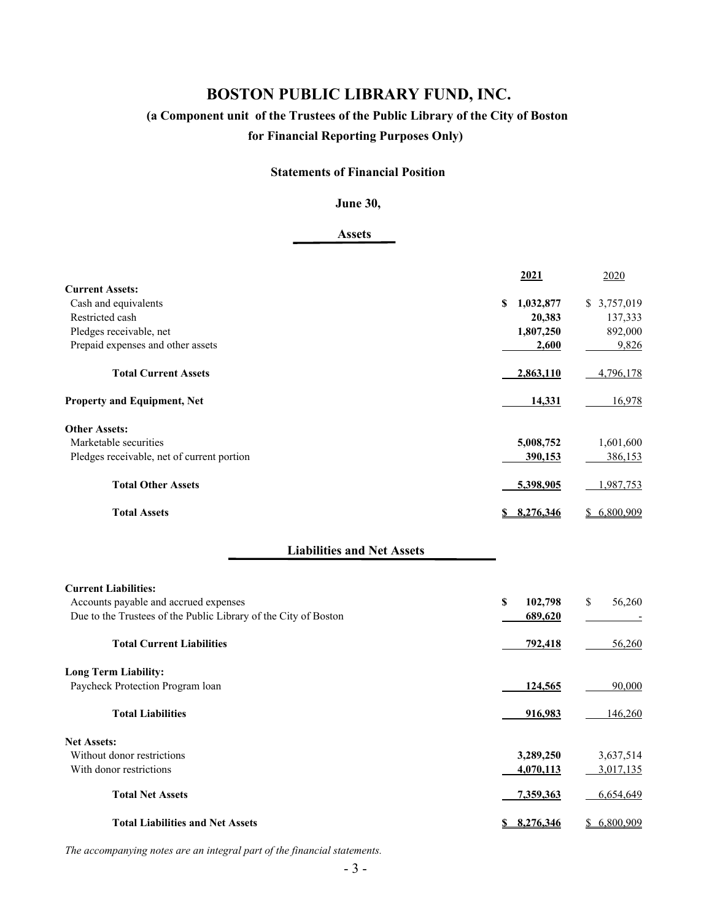# BOSTON PUBLIC LIBRARY FUND, INC.

## (a Component unit of the Trustees of the Public Library of the City of Boston for Financial Reporting Purposes Only)

### Statements of Financial Position

### June 30,

### Assets

| | 2021 | 2020 |
|---|---|---|
| **Current Assets:** | | |
| Cash and equivalents | **$ 1,032,877** | $ 3,757,019 |
| Restricted cash | **20,383** | 137,333 |
| Pledges receivable, net | **1,807,250** | 892,000 |
| Prepaid expenses and other assets | **2,600** | 9,826 |
| **Total Current Assets** | **2,863,110** | 4,796,178 |
| **Property and Equipment, Net** | **14,331** | 16,978 |
| **Other Assets:** | | |
| Marketable securities | **5,008,752** | 1,601,600 |
| Pledges receivable, net of current portion | **390,153** | 386,153 |
| **Total Other Assets** | **5,398,905** | 1,987,753 |
| **Total Assets** | **$ 8,276,346** | $ 6,800,909 |

### Liabilities and Net Assets

| | 2021 | 2020 |
|---|---|---|
| **Current Liabilities:** | | |
| Accounts payable and accrued expenses | **$ 102,798** | $ 56,260 |
| Due to the Trustees of the Public Library of the City of Boston | **689,620** | - |
| **Total Current Liabilities** | **792,418** | 56,260 |
| **Long Term Liability:** | | |
| Paycheck Protection Program loan | **124,565** | 90,000 |
| **Total Liabilities** | **916,983** | 146,260 |
| **Net Assets:** | | |
| Without donor restrictions | **3,289,250** | 3,637,514 |
| With donor restrictions | **4,070,113** | 3,017,135 |
| **Total Net Assets** | **7,359,363** | 6,654,649 |
| **Total Liabilities and Net Assets** | **$ 8,276,346** | $ 6,800,909 |

*The accompanying notes are an integral part of the financial statements.*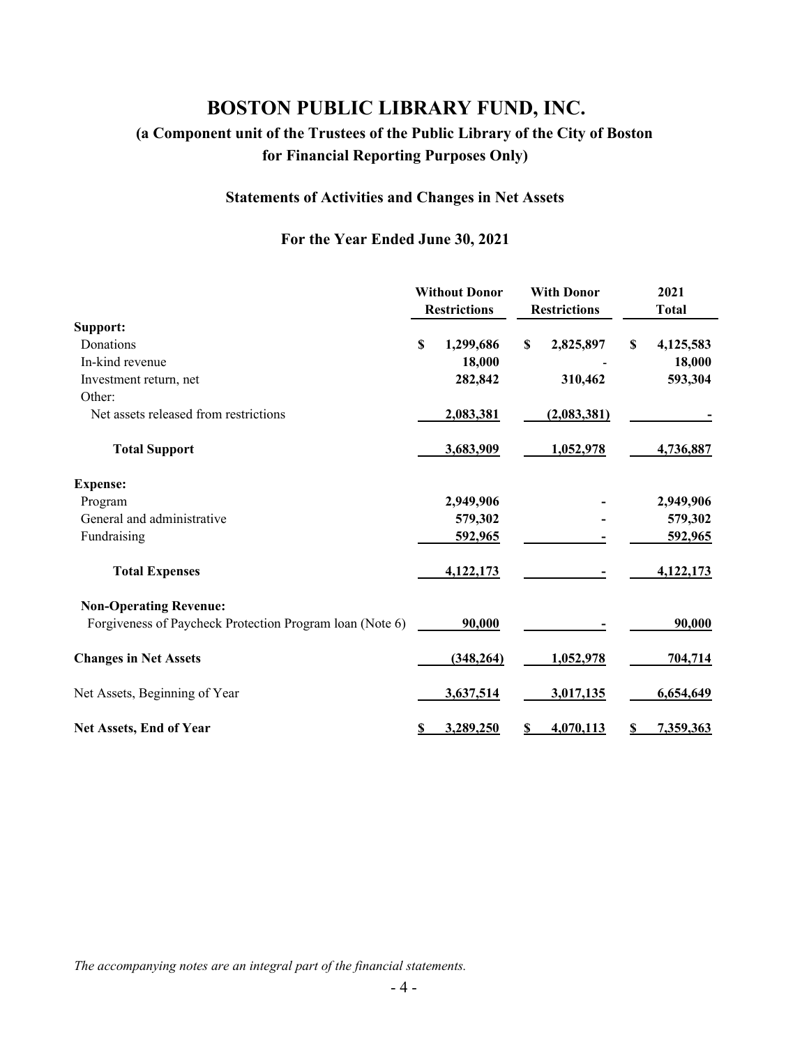# BOSTON PUBLIC LIBRARY FUND, INC.

## (a Component unit of the Trustees of the Public Library of the City of Boston for Financial Reporting Purposes Only)

### Statements of Activities and Changes in Net Assets

### For the Year Ended June 30, 2021

| | Without Donor Restrictions | With Donor Restrictions | 2021 Total |
|---|---|---|---|
| **Support:** | | | |
| Donations | $ 1,299,686 | $ 2,825,897 | $ 4,125,583 |
| In-kind revenue | 18,000 | - | 18,000 |
| Investment return, net | 282,842 | 310,462 | 593,304 |
| Other: | | | |
| Net assets released from restrictions | 2,083,381 | (2,083,381) | - |
| **Total Support** | 3,683,909 | 1,052,978 | 4,736,887 |
| **Expense:** | | | |
| Program | 2,949,906 | - | 2,949,906 |
| General and administrative | 579,302 | - | 579,302 |
| Fundraising | 592,965 | - | 592,965 |
| **Total Expenses** | 4,122,173 | - | 4,122,173 |
| **Non-Operating Revenue:** | | | |
| Forgiveness of Paycheck Protection Program loan (Note 6) | 90,000 | - | 90,000 |
| **Changes in Net Assets** | (348,264) | 1,052,978 | 704,714 |
| Net Assets, Beginning of Year | 3,637,514 | 3,017,135 | 6,654,649 |
| **Net Assets, End of Year** | $ 3,289,250 | $ 4,070,113 | $ 7,359,363 |

*The accompanying notes are an integral part of the financial statements.*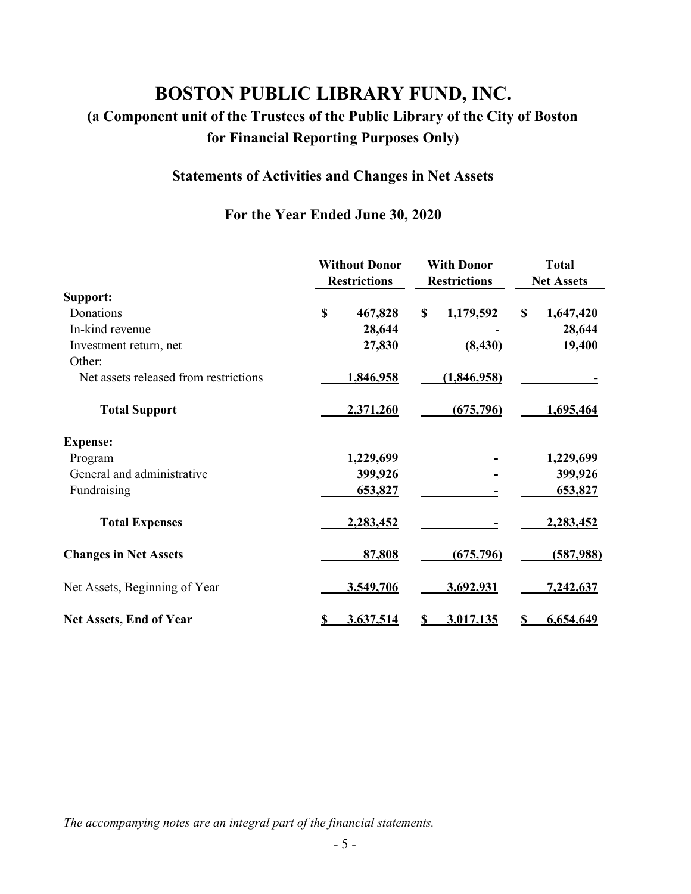# BOSTON PUBLIC LIBRARY FUND, INC.

## (a Component unit of the Trustees of the Public Library of the City of Boston for Financial Reporting Purposes Only)

### Statements of Activities and Changes in Net Assets

### For the Year Ended June 30, 2020

| | Without Donor Restrictions | With Donor Restrictions | Total Net Assets |
|---|---|---|---|
| **Support:** | | | |
| Donations | $ 467,828 | $ 1,179,592 | $ 1,647,420 |
| In-kind revenue | 28,644 | - | 28,644 |
| Investment return, net | 27,830 | (8,430) | 19,400 |
| Other: | | | |
| Net assets released from restrictions | 1,846,958 | (1,846,958) | - |
| **Total Support** | 2,371,260 | (675,796) | 1,695,464 |
| **Expense:** | | | |
| Program | 1,229,699 | - | 1,229,699 |
| General and administrative | 399,926 | - | 399,926 |
| Fundraising | 653,827 | - | 653,827 |
| **Total Expenses** | 2,283,452 | - | 2,283,452 |
| **Changes in Net Assets** | 87,808 | (675,796) | (587,988) |
| Net Assets, Beginning of Year | 3,549,706 | 3,692,931 | 7,242,637 |
| **Net Assets, End of Year** | $ 3,637,514 | $ 3,017,135 | $ 6,654,649 |

*The accompanying notes are an integral part of the financial statements.*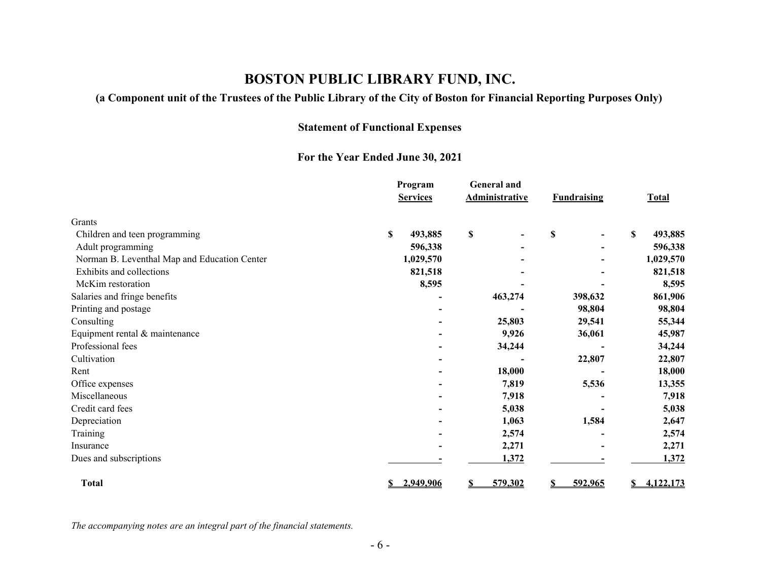# BOSTON PUBLIC LIBRARY FUND, INC.

### (a Component unit of the Trustees of the Public Library of the City of Boston for Financial Reporting Purposes Only)

### Statement of Functional Expenses

### For the Year Ended June 30, 2021

| | Program Services | General and Administrative | Fundraising | Total |
|---|---|---|---|---|
| Grants | | | | |
| Children and teen programming | $ 493,885 | $ - | $ - | $ 493,885 |
| Adult programming | 596,338 | - | - | 596,338 |
| Norman B. Leventhal Map and Education Center | 1,029,570 | - | - | 1,029,570 |
| Exhibits and collections | 821,518 | - | - | 821,518 |
| McKim restoration | 8,595 | - | - | 8,595 |
| Salaries and fringe benefits | - | 463,274 | 398,632 | 861,906 |
| Printing and postage | - | - | 98,804 | 98,804 |
| Consulting | - | 25,803 | 29,541 | 55,344 |
| Equipment rental & maintenance | - | 9,926 | 36,061 | 45,987 |
| Professional fees | - | 34,244 | - | 34,244 |
| Cultivation | - | - | 22,807 | 22,807 |
| Rent | - | 18,000 | - | 18,000 |
| Office expenses | - | 7,819 | 5,536 | 13,355 |
| Miscellaneous | - | 7,918 | - | 7,918 |
| Credit card fees | - | 5,038 | - | 5,038 |
| Depreciation | - | 1,063 | 1,584 | 2,647 |
| Training | - | 2,574 | - | 2,574 |
| Insurance | - | 2,271 | - | 2,271 |
| Dues and subscriptions | - | 1,372 | - | 1,372 |
| **Total** | **$ 2,949,906** | **$ 579,302** | **$ 592,965** | **$ 4,122,173** |

*The accompanying notes are an integral part of the financial statements.*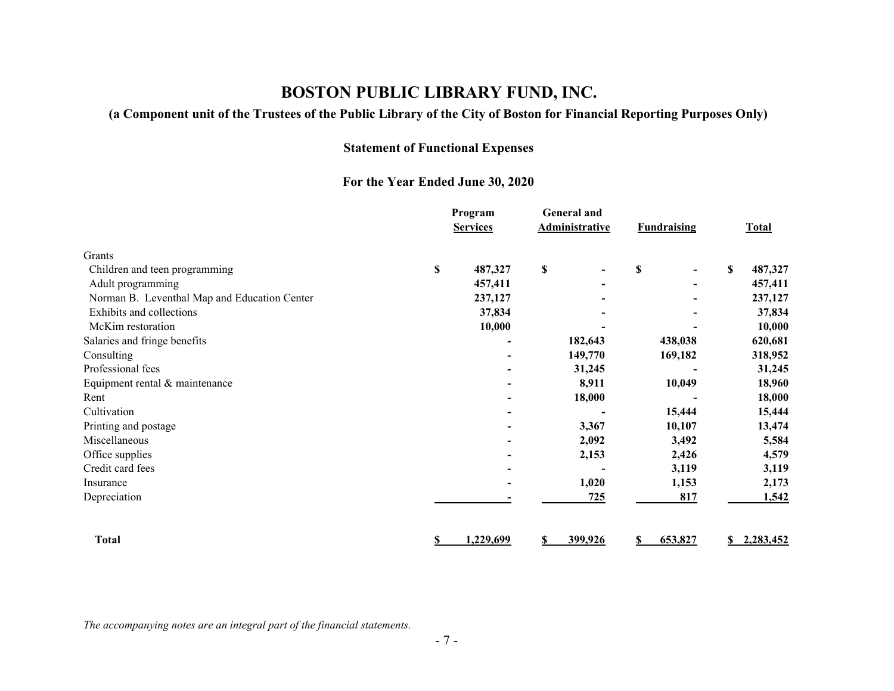# BOSTON PUBLIC LIBRARY FUND, INC.

**(a Component unit of the Trustees of the Public Library of the City of Boston for Financial Reporting Purposes Only)**

**Statement of Functional Expenses**

**For the Year Ended June 30, 2020**

| | Program Services | General and Administrative | Fundraising | Total |
|---|---|---|---|---|
| Grants | | | | |
| Children and teen programming | $ 487,327 | $ - | $ - | $ 487,327 |
| Adult programming | 457,411 | - | - | 457,411 |
| Norman B. Leventhal Map and Education Center | 237,127 | - | - | 237,127 |
| Exhibits and collections | 37,834 | - | - | 37,834 |
| McKim restoration | 10,000 | - | - | 10,000 |
| Salaries and fringe benefits | - | 182,643 | 438,038 | 620,681 |
| Consulting | - | 149,770 | 169,182 | 318,952 |
| Professional fees | - | 31,245 | - | 31,245 |
| Equipment rental & maintenance | - | 8,911 | 10,049 | 18,960 |
| Rent | - | 18,000 | - | 18,000 |
| Cultivation | - | - | 15,444 | 15,444 |
| Printing and postage | - | 3,367 | 10,107 | 13,474 |
| Miscellaneous | - | 2,092 | 3,492 | 5,584 |
| Office supplies | - | 2,153 | 2,426 | 4,579 |
| Credit card fees | - | - | 3,119 | 3,119 |
| Insurance | - | 1,020 | 1,153 | 2,173 |
| Depreciation | - | 725 | 817 | 1,542 |
| **Total** | **$ 1,229,699** | **$ 399,926** | **$ 653,827** | **$ 2,283,452** |

*The accompanying notes are an integral part of the financial statements.*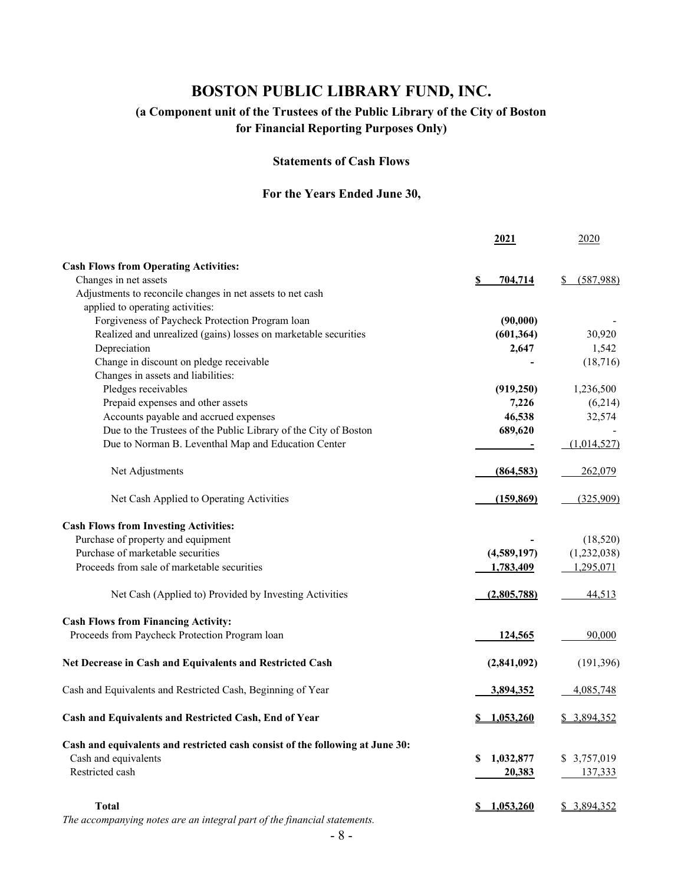# BOSTON PUBLIC LIBRARY FUND, INC.

## (a Component unit of the Trustees of the Public Library of the City of Boston for Financial Reporting Purposes Only)

### Statements of Cash Flows

### For the Years Ended June 30,

| | 2021 | 2020 |
|---|---|---|
| **Cash Flows from Operating Activities:** | | |
| Changes in net assets | **$ 704,714** | $ (587,988) |
| Adjustments to reconcile changes in net assets to net cash applied to operating activities: | | |
| Forgiveness of Paycheck Protection Program loan | **(90,000)** | - |
| Realized and unrealized (gains) losses on marketable securities | **(601,364)** | 30,920 |
| Depreciation | **2,647** | 1,542 |
| Change in discount on pledge receivable | **-** | (18,716) |
| Changes in assets and liabilities: | | |
| Pledges receivables | **(919,250)** | 1,236,500 |
| Prepaid expenses and other assets | **7,226** | (6,214) |
| Accounts payable and accrued expenses | **46,538** | 32,574 |
| Due to the Trustees of the Public Library of the City of Boston | **689,620** | - |
| Due to Norman B. Leventhal Map and Education Center | **-** | (1,014,527) |
| Net Adjustments | **(864,583)** | 262,079 |
| Net Cash Applied to Operating Activities | **(159,869)** | (325,909) |
| **Cash Flows from Investing Activities:** | | |
| Purchase of property and equipment | **-** | (18,520) |
| Purchase of marketable securities | **(4,589,197)** | (1,232,038) |
| Proceeds from sale of marketable securities | **1,783,409** | 1,295,071 |
| Net Cash (Applied to) Provided by Investing Activities | **(2,805,788)** | 44,513 |
| **Cash Flows from Financing Activity:** | | |
| Proceeds from Paycheck Protection Program loan | **124,565** | 90,000 |
| **Net Decrease in Cash and Equivalents and Restricted Cash** | **(2,841,092)** | (191,396) |
| Cash and Equivalents and Restricted Cash, Beginning of Year | **3,894,352** | 4,085,748 |
| **Cash and Equivalents and Restricted Cash, End of Year** | **$ 1,053,260** | $ 3,894,352 |
| **Cash and equivalents and restricted cash consist of the following at June 30:** | | |
| Cash and equivalents | **$ 1,032,877** | $ 3,757,019 |
| Restricted cash | **20,383** | 137,333 |
| **Total** | **$ 1,053,260** | $ 3,894,352 |

*The accompanying notes are an integral part of the financial statements.*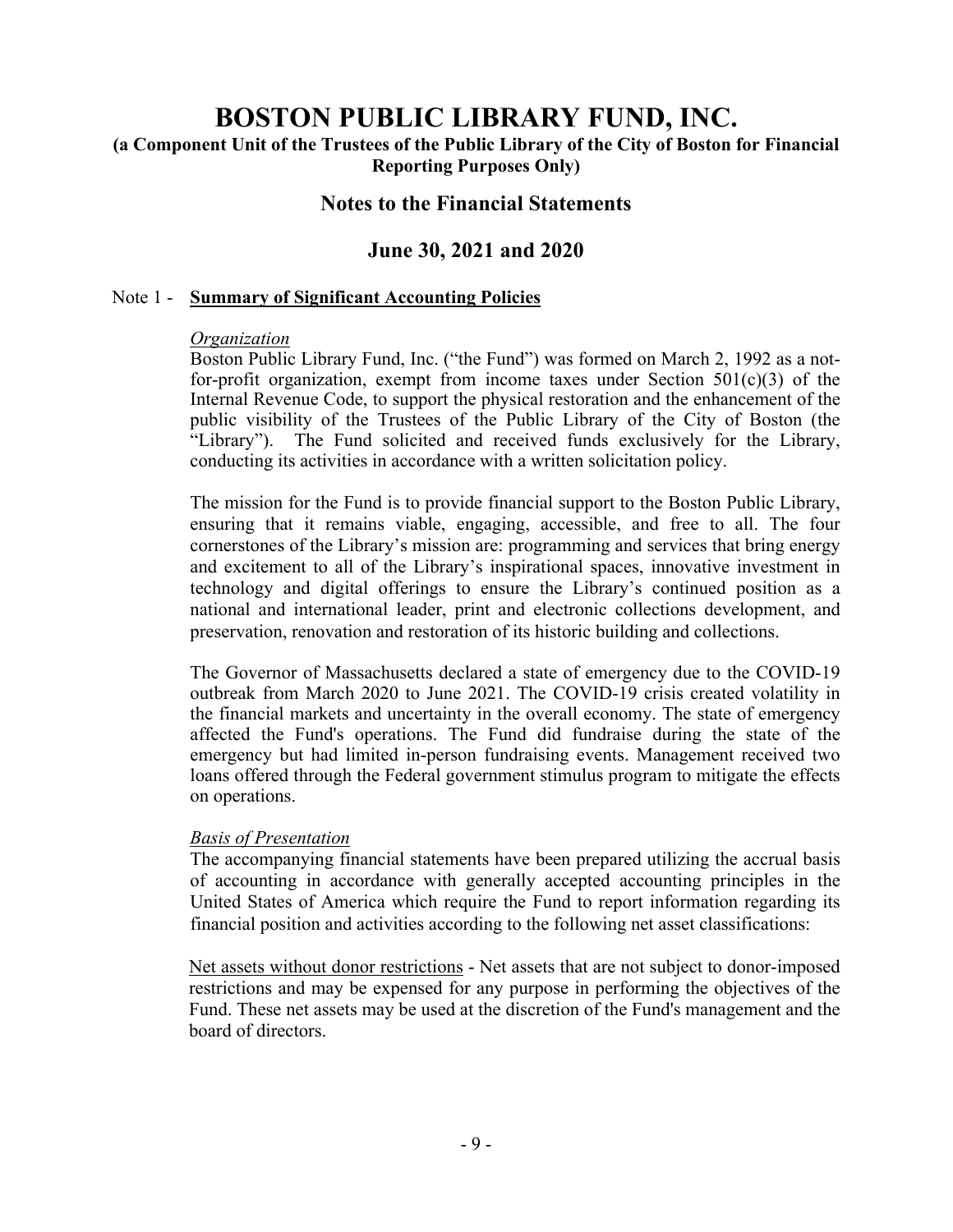# BOSTON PUBLIC LIBRARY FUND, INC.

**(a Component Unit of the Trustees of the Public Library of the City of Boston for Financial Reporting Purposes Only)**

## Notes to the Financial Statements

## June 30, 2021 and 2020

Note 1 - **Summary of Significant Accounting Policies**

*Organization*

Boston Public Library Fund, Inc. ("the Fund") was formed on March 2, 1992 as a not-for-profit organization, exempt from income taxes under Section 501(c)(3) of the Internal Revenue Code, to support the physical restoration and the enhancement of the public visibility of the Trustees of the Public Library of the City of Boston (the "Library"). The Fund solicited and received funds exclusively for the Library, conducting its activities in accordance with a written solicitation policy.

The mission for the Fund is to provide financial support to the Boston Public Library, ensuring that it remains viable, engaging, accessible, and free to all. The four cornerstones of the Library's mission are: programming and services that bring energy and excitement to all of the Library's inspirational spaces, innovative investment in technology and digital offerings to ensure the Library's continued position as a national and international leader, print and electronic collections development, and preservation, renovation and restoration of its historic building and collections.

The Governor of Massachusetts declared a state of emergency due to the COVID-19 outbreak from March 2020 to June 2021. The COVID-19 crisis created volatility in the financial markets and uncertainty in the overall economy. The state of emergency affected the Fund's operations. The Fund did fundraise during the state of the emergency but had limited in-person fundraising events. Management received two loans offered through the Federal government stimulus program to mitigate the effects on operations.

*Basis of Presentation*

The accompanying financial statements have been prepared utilizing the accrual basis of accounting in accordance with generally accepted accounting principles in the United States of America which require the Fund to report information regarding its financial position and activities according to the following net asset classifications:

Net assets without donor restrictions - Net assets that are not subject to donor-imposed restrictions and may be expensed for any purpose in performing the objectives of the Fund. These net assets may be used at the discretion of the Fund's management and the board of directors.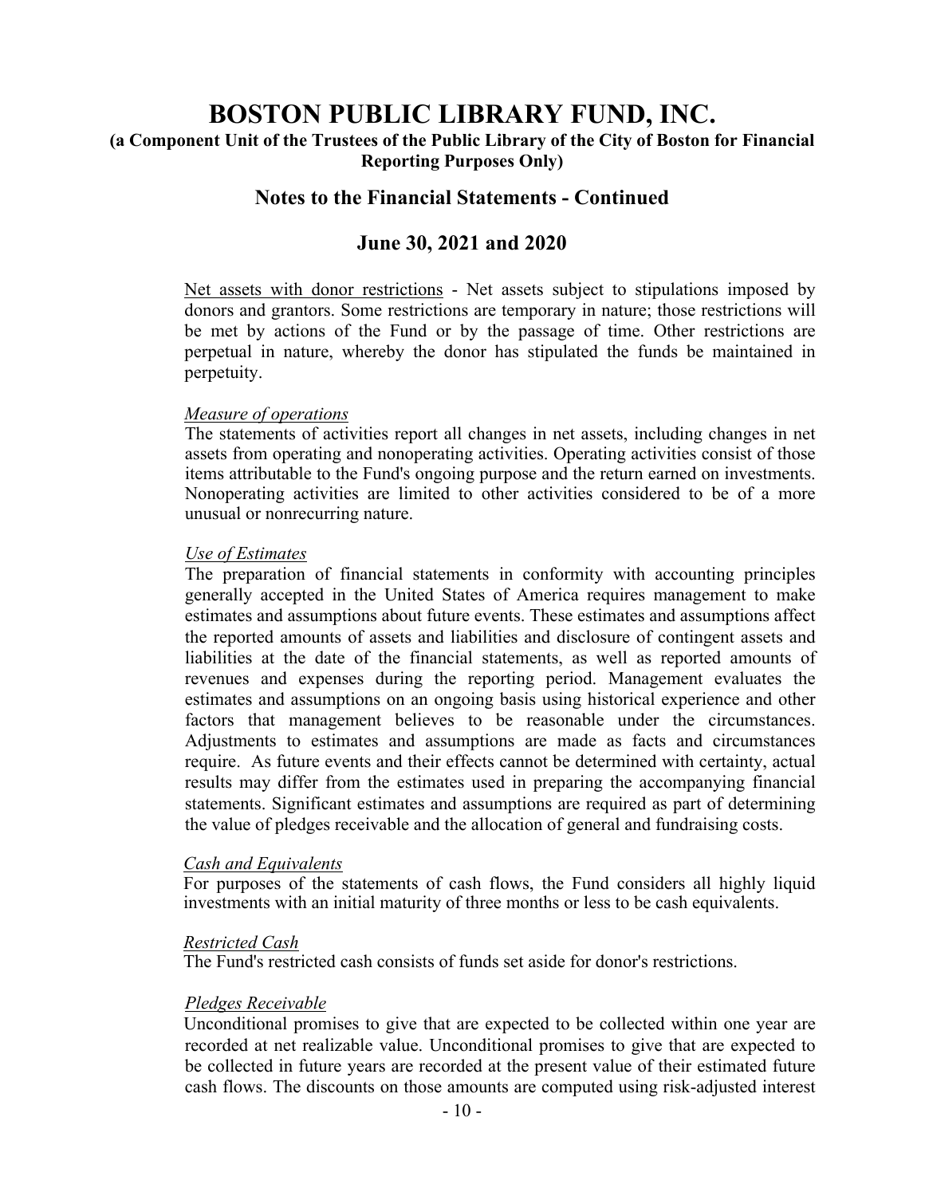Net assets with donor restrictions - Net assets subject to stipulations imposed by donors and grantors. Some restrictions are temporary in nature; those restrictions will be met by actions of the Fund or by the passage of time. Other restrictions are perpetual in nature, whereby the donor has stipulated the funds be maintained in perpetuity.

*Measure of operations*

The statements of activities report all changes in net assets, including changes in net assets from operating and nonoperating activities. Operating activities consist of those items attributable to the Fund's ongoing purpose and the return earned on investments. Nonoperating activities are limited to other activities considered to be of a more unusual or nonrecurring nature.

*Use of Estimates*

The preparation of financial statements in conformity with accounting principles generally accepted in the United States of America requires management to make estimates and assumptions about future events. These estimates and assumptions affect the reported amounts of assets and liabilities and disclosure of contingent assets and liabilities at the date of the financial statements, as well as reported amounts of revenues and expenses during the reporting period. Management evaluates the estimates and assumptions on an ongoing basis using historical experience and other factors that management believes to be reasonable under the circumstances. Adjustments to estimates and assumptions are made as facts and circumstances require. As future events and their effects cannot be determined with certainty, actual results may differ from the estimates used in preparing the accompanying financial statements. Significant estimates and assumptions are required as part of determining the value of pledges receivable and the allocation of general and fundraising costs.

*Cash and Equivalents*

For purposes of the statements of cash flows, the Fund considers all highly liquid investments with an initial maturity of three months or less to be cash equivalents.

*Restricted Cash*

The Fund's restricted cash consists of funds set aside for donor's restrictions.

*Pledges Receivable*

Unconditional promises to give that are expected to be collected within one year are recorded at net realizable value. Unconditional promises to give that are expected to be collected in future years are recorded at the present value of their estimated future cash flows. The discounts on those amounts are computed using risk-adjusted interest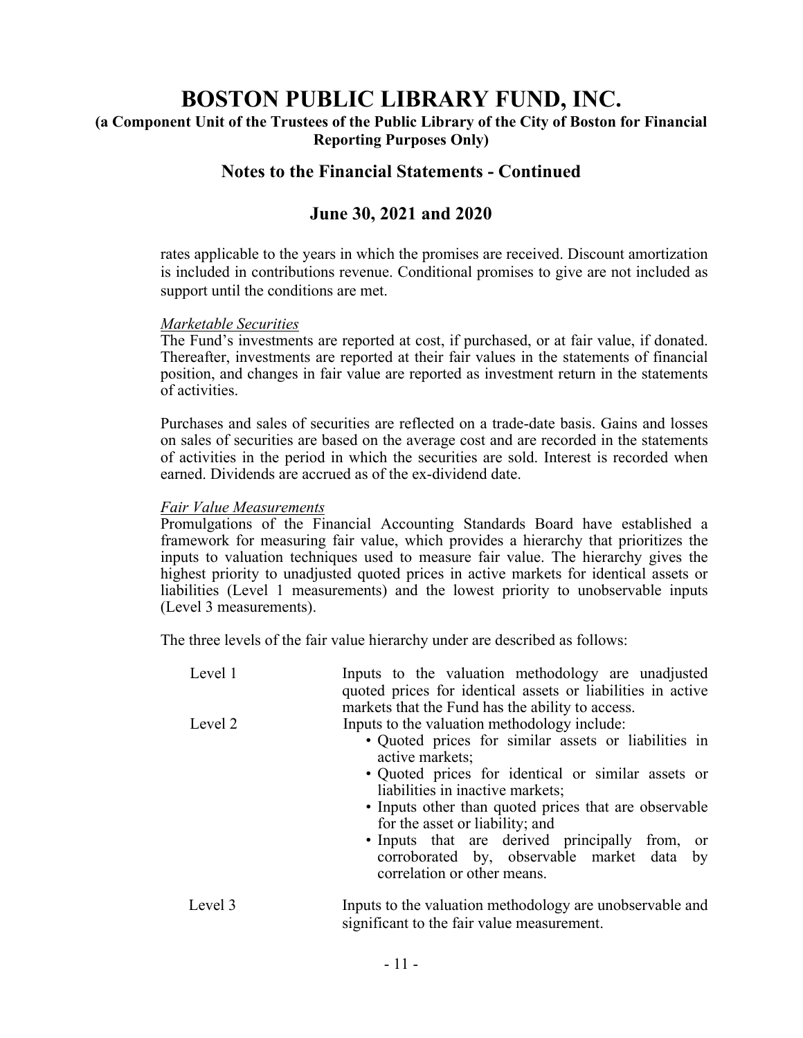rates applicable to the years in which the promises are received. Discount amortization is included in contributions revenue. Conditional promises to give are not included as support until the conditions are met.

*Marketable Securities*
The Fund's investments are reported at cost, if purchased, or at fair value, if donated. Thereafter, investments are reported at their fair values in the statements of financial position, and changes in fair value are reported as investment return in the statements of activities.

Purchases and sales of securities are reflected on a trade-date basis. Gains and losses on sales of securities are based on the average cost and are recorded in the statements of activities in the period in which the securities are sold. Interest is recorded when earned. Dividends are accrued as of the ex-dividend date.

*Fair Value Measurements*
Promulgations of the Financial Accounting Standards Board have established a framework for measuring fair value, which provides a hierarchy that prioritizes the inputs to valuation techniques used to measure fair value. The hierarchy gives the highest priority to unadjusted quoted prices in active markets for identical assets or liabilities (Level 1 measurements) and the lowest priority to unobservable inputs (Level 3 measurements).

The three levels of the fair value hierarchy under are described as follows:

Level 1 — Inputs to the valuation methodology are unadjusted quoted prices for identical assets or liabilities in active markets that the Fund has the ability to access.

Level 2 — Inputs to the valuation methodology include:

- Quoted prices for similar assets or liabilities in active markets;
- Quoted prices for identical or similar assets or liabilities in inactive markets;
- Inputs other than quoted prices that are observable for the asset or liability; and
- Inputs that are derived principally from, or corroborated by, observable market data by correlation or other means.

Level 3 — Inputs to the valuation methodology are unobservable and significant to the fair value measurement.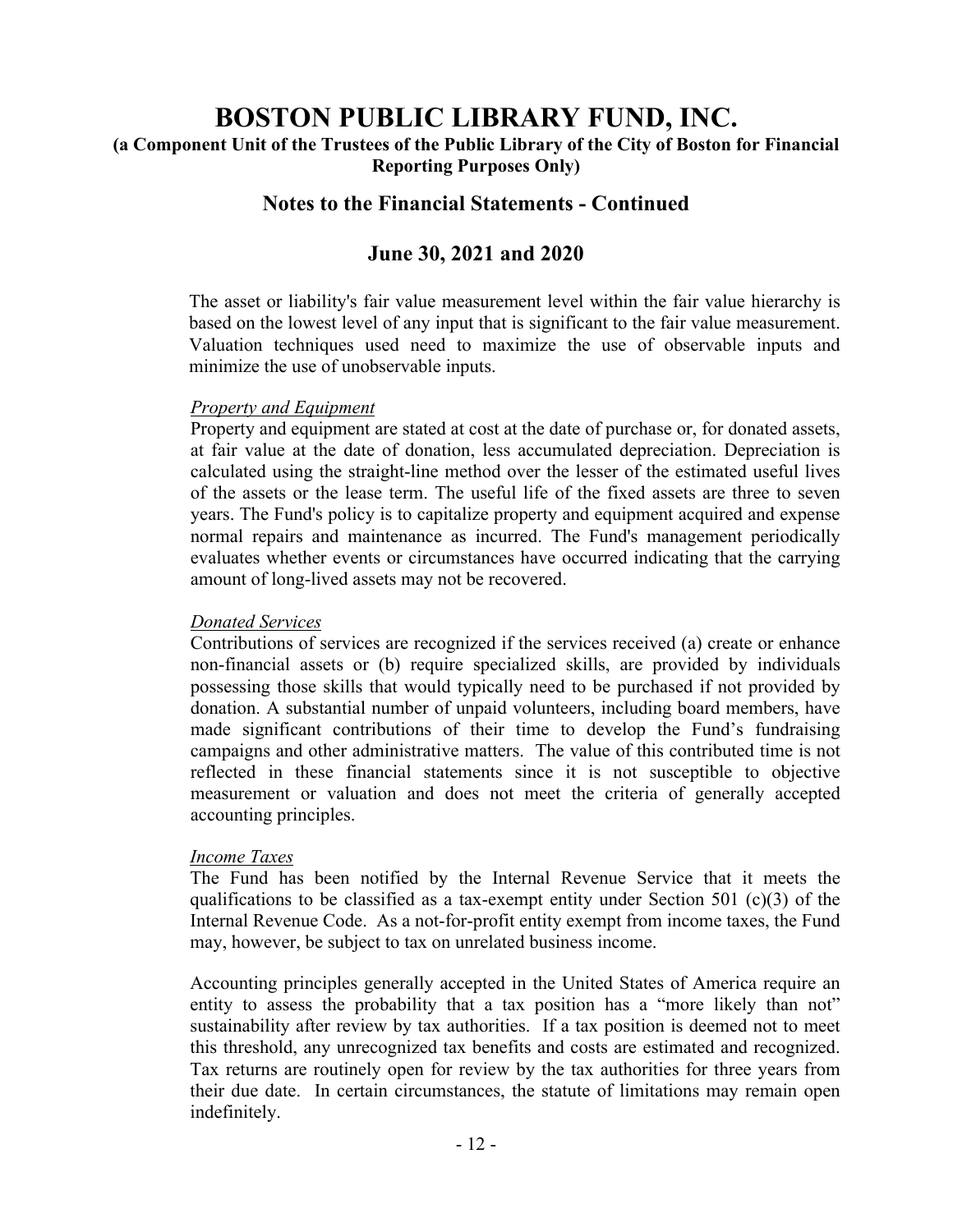The asset or liability's fair value measurement level within the fair value hierarchy is based on the lowest level of any input that is significant to the fair value measurement. Valuation techniques used need to maximize the use of observable inputs and minimize the use of unobservable inputs.

*Property and Equipment*

Property and equipment are stated at cost at the date of purchase or, for donated assets, at fair value at the date of donation, less accumulated depreciation. Depreciation is calculated using the straight-line method over the lesser of the estimated useful lives of the assets or the lease term. The useful life of the fixed assets are three to seven years. The Fund's policy is to capitalize property and equipment acquired and expense normal repairs and maintenance as incurred. The Fund's management periodically evaluates whether events or circumstances have occurred indicating that the carrying amount of long-lived assets may not be recovered.

*Donated Services*

Contributions of services are recognized if the services received (a) create or enhance non-financial assets or (b) require specialized skills, are provided by individuals possessing those skills that would typically need to be purchased if not provided by donation. A substantial number of unpaid volunteers, including board members, have made significant contributions of their time to develop the Fund's fundraising campaigns and other administrative matters. The value of this contributed time is not reflected in these financial statements since it is not susceptible to objective measurement or valuation and does not meet the criteria of generally accepted accounting principles.

*Income Taxes*

The Fund has been notified by the Internal Revenue Service that it meets the qualifications to be classified as a tax-exempt entity under Section 501 (c)(3) of the Internal Revenue Code. As a not-for-profit entity exempt from income taxes, the Fund may, however, be subject to tax on unrelated business income.

Accounting principles generally accepted in the United States of America require an entity to assess the probability that a tax position has a "more likely than not" sustainability after review by tax authorities. If a tax position is deemed not to meet this threshold, any unrecognized tax benefits and costs are estimated and recognized. Tax returns are routinely open for review by the tax authorities for three years from their due date. In certain circumstances, the statute of limitations may remain open indefinitely.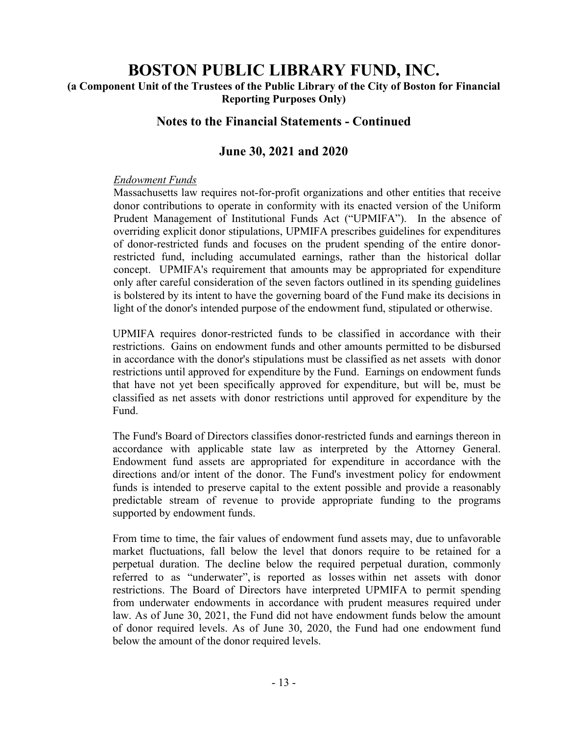# BOSTON PUBLIC LIBRARY FUND, INC.

**(a Component Unit of the Trustees of the Public Library of the City of Boston for Financial Reporting Purposes Only)**

## Notes to the Financial Statements - Continued

## June 30, 2021 and 2020

*Endowment Funds*

Massachusetts law requires not-for-profit organizations and other entities that receive donor contributions to operate in conformity with its enacted version of the Uniform Prudent Management of Institutional Funds Act ("UPMIFA"). In the absence of overriding explicit donor stipulations, UPMIFA prescribes guidelines for expenditures of donor-restricted funds and focuses on the prudent spending of the entire donor-restricted fund, including accumulated earnings, rather than the historical dollar concept. UPMIFA's requirement that amounts may be appropriated for expenditure only after careful consideration of the seven factors outlined in its spending guidelines is bolstered by its intent to have the governing board of the Fund make its decisions in light of the donor's intended purpose of the endowment fund, stipulated or otherwise.

UPMIFA requires donor-restricted funds to be classified in accordance with their restrictions. Gains on endowment funds and other amounts permitted to be disbursed in accordance with the donor's stipulations must be classified as net assets with donor restrictions until approved for expenditure by the Fund. Earnings on endowment funds that have not yet been specifically approved for expenditure, but will be, must be classified as net assets with donor restrictions until approved for expenditure by the Fund.

The Fund's Board of Directors classifies donor-restricted funds and earnings thereon in accordance with applicable state law as interpreted by the Attorney General. Endowment fund assets are appropriated for expenditure in accordance with the directions and/or intent of the donor. The Fund's investment policy for endowment funds is intended to preserve capital to the extent possible and provide a reasonably predictable stream of revenue to provide appropriate funding to the programs supported by endowment funds.

From time to time, the fair values of endowment fund assets may, due to unfavorable market fluctuations, fall below the level that donors require to be retained for a perpetual duration. The decline below the required perpetual duration, commonly referred to as "underwater", is reported as losses within net assets with donor restrictions. The Board of Directors have interpreted UPMIFA to permit spending from underwater endowments in accordance with prudent measures required under law. As of June 30, 2021, the Fund did not have endowment funds below the amount of donor required levels. As of June 30, 2020, the Fund had one endowment fund below the amount of the donor required levels.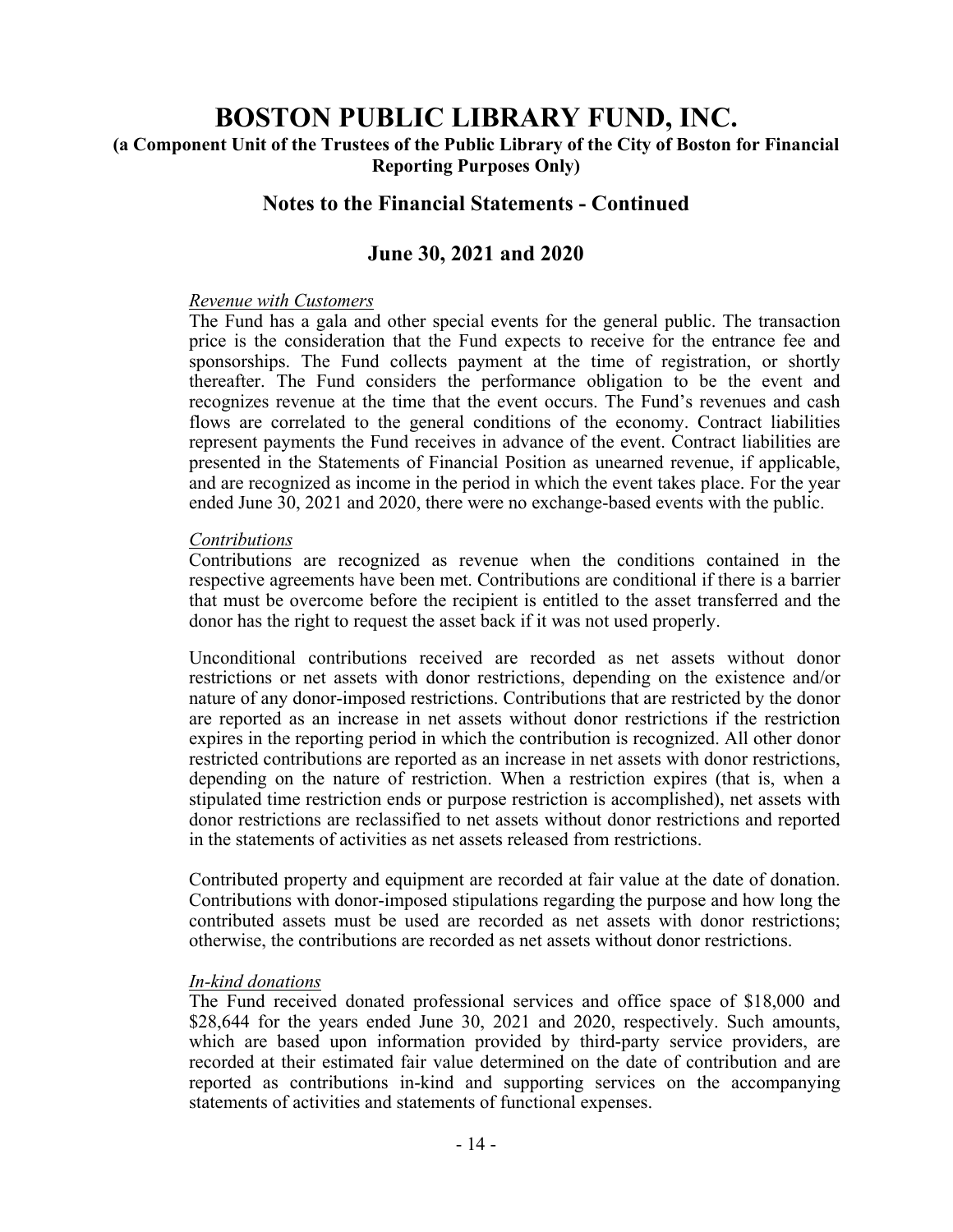*Revenue with Customers*

The Fund has a gala and other special events for the general public. The transaction price is the consideration that the Fund expects to receive for the entrance fee and sponsorships. The Fund collects payment at the time of registration, or shortly thereafter. The Fund considers the performance obligation to be the event and recognizes revenue at the time that the event occurs. The Fund's revenues and cash flows are correlated to the general conditions of the economy. Contract liabilities represent payments the Fund receives in advance of the event. Contract liabilities are presented in the Statements of Financial Position as unearned revenue, if applicable, and are recognized as income in the period in which the event takes place. For the year ended June 30, 2021 and 2020, there were no exchange-based events with the public.

*Contributions*

Contributions are recognized as revenue when the conditions contained in the respective agreements have been met. Contributions are conditional if there is a barrier that must be overcome before the recipient is entitled to the asset transferred and the donor has the right to request the asset back if it was not used properly.

Unconditional contributions received are recorded as net assets without donor restrictions or net assets with donor restrictions, depending on the existence and/or nature of any donor-imposed restrictions. Contributions that are restricted by the donor are reported as an increase in net assets without donor restrictions if the restriction expires in the reporting period in which the contribution is recognized. All other donor restricted contributions are reported as an increase in net assets with donor restrictions, depending on the nature of restriction. When a restriction expires (that is, when a stipulated time restriction ends or purpose restriction is accomplished), net assets with donor restrictions are reclassified to net assets without donor restrictions and reported in the statements of activities as net assets released from restrictions.

Contributed property and equipment are recorded at fair value at the date of donation. Contributions with donor-imposed stipulations regarding the purpose and how long the contributed assets must be used are recorded as net assets with donor restrictions; otherwise, the contributions are recorded as net assets without donor restrictions.

*In-kind donations*

The Fund received donated professional services and office space of $18,000 and $28,644 for the years ended June 30, 2021 and 2020, respectively. Such amounts, which are based upon information provided by third-party service providers, are recorded at their estimated fair value determined on the date of contribution and are reported as contributions in-kind and supporting services on the accompanying statements of activities and statements of functional expenses.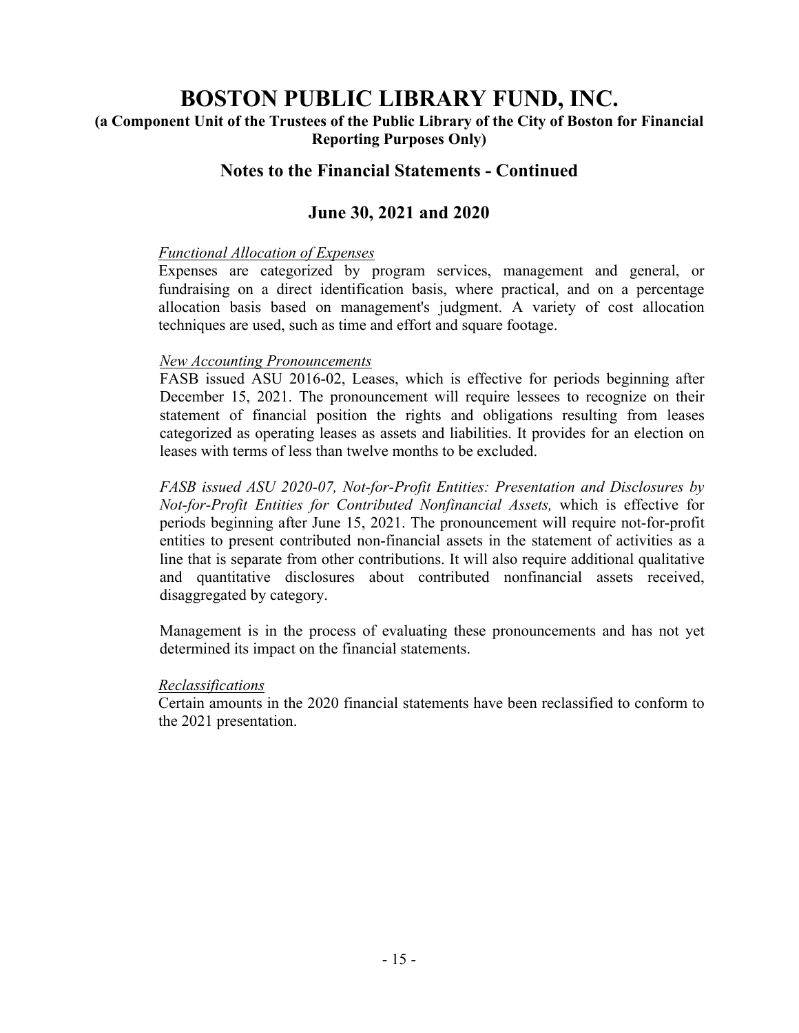# BOSTON PUBLIC LIBRARY FUND, INC.

**(a Component Unit of the Trustees of the Public Library of the City of Boston for Financial Reporting Purposes Only)**

## Notes to the Financial Statements - Continued

## June 30, 2021 and 2020

*Functional Allocation of Expenses*

Expenses are categorized by program services, management and general, or fundraising on a direct identification basis, where practical, and on a percentage allocation basis based on management's judgment. A variety of cost allocation techniques are used, such as time and effort and square footage.

*New Accounting Pronouncements*

FASB issued ASU 2016-02, Leases, which is effective for periods beginning after December 15, 2021. The pronouncement will require lessees to recognize on their statement of financial position the rights and obligations resulting from leases categorized as operating leases as assets and liabilities. It provides for an election on leases with terms of less than twelve months to be excluded.

*FASB issued ASU 2020-07, Not-for-Profit Entities: Presentation and Disclosures by Not-for-Profit Entities for Contributed Nonfinancial Assets,* which is effective for periods beginning after June 15, 2021. The pronouncement will require not-for-profit entities to present contributed non-financial assets in the statement of activities as a line that is separate from other contributions. It will also require additional qualitative and quantitative disclosures about contributed nonfinancial assets received, disaggregated by category.

Management is in the process of evaluating these pronouncements and has not yet determined its impact on the financial statements.

*Reclassifications*

Certain amounts in the 2020 financial statements have been reclassified to conform to the 2021 presentation.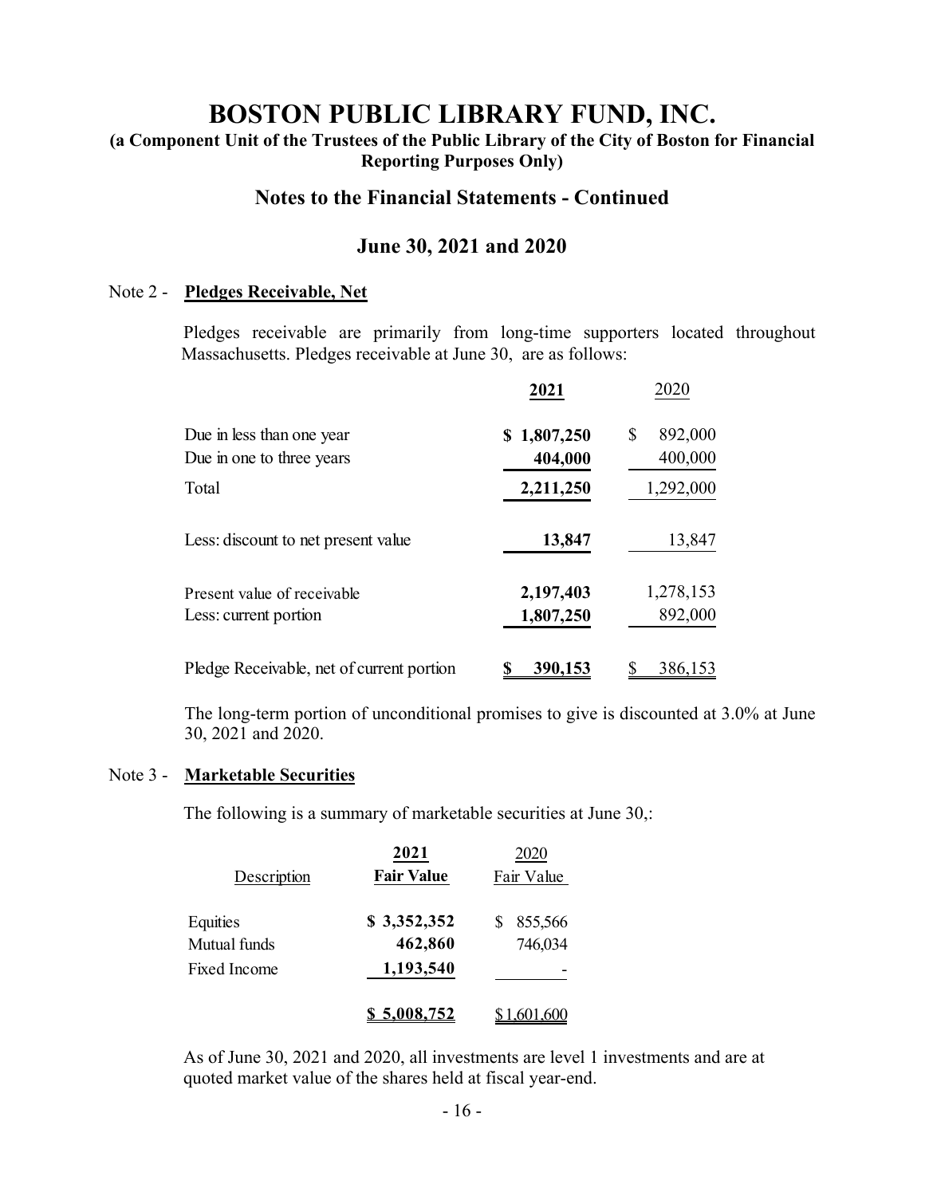# BOSTON PUBLIC LIBRARY FUND, INC.

**(a Component Unit of the Trustees of the Public Library of the City of Boston for Financial Reporting Purposes Only)**

## Notes to the Financial Statements - Continued

## June 30, 2021 and 2020

Note 2 - **Pledges Receivable, Net**

Pledges receivable are primarily from long-time supporters located throughout Massachusetts. Pledges receivable at June 30, are as follows:

| | **2021** | 2020 |
|---|---|---|
| Due in less than one year | **$ 1,807,250** | $ 892,000 |
| Due in one to three years | **404,000** | 400,000 |
| Total | **2,211,250** | 1,292,000 |
| Less: discount to net present value | **13,847** | 13,847 |
| Present value of receivable | **2,197,403** | 1,278,153 |
| Less: current portion | **1,807,250** | 892,000 |
| Pledge Receivable, net of current portion | **$ 390,153** | $ 386,153 |

The long-term portion of unconditional promises to give is discounted at 3.0% at June 30, 2021 and 2020.

Note 3 - **Marketable Securities**

The following is a summary of marketable securities at June 30,:

| Description | **2021 Fair Value** | 2020 Fair Value |
|---|---|---|
| Equities | **$ 3,352,352** | $ 855,566 |
| Mutual funds | **462,860** | 746,034 |
| Fixed Income | **1,193,540** | - |
| | **$ 5,008,752** | $1,601,600 |

As of June 30, 2021 and 2020, all investments are level 1 investments and are at quoted market value of the shares held at fiscal year-end.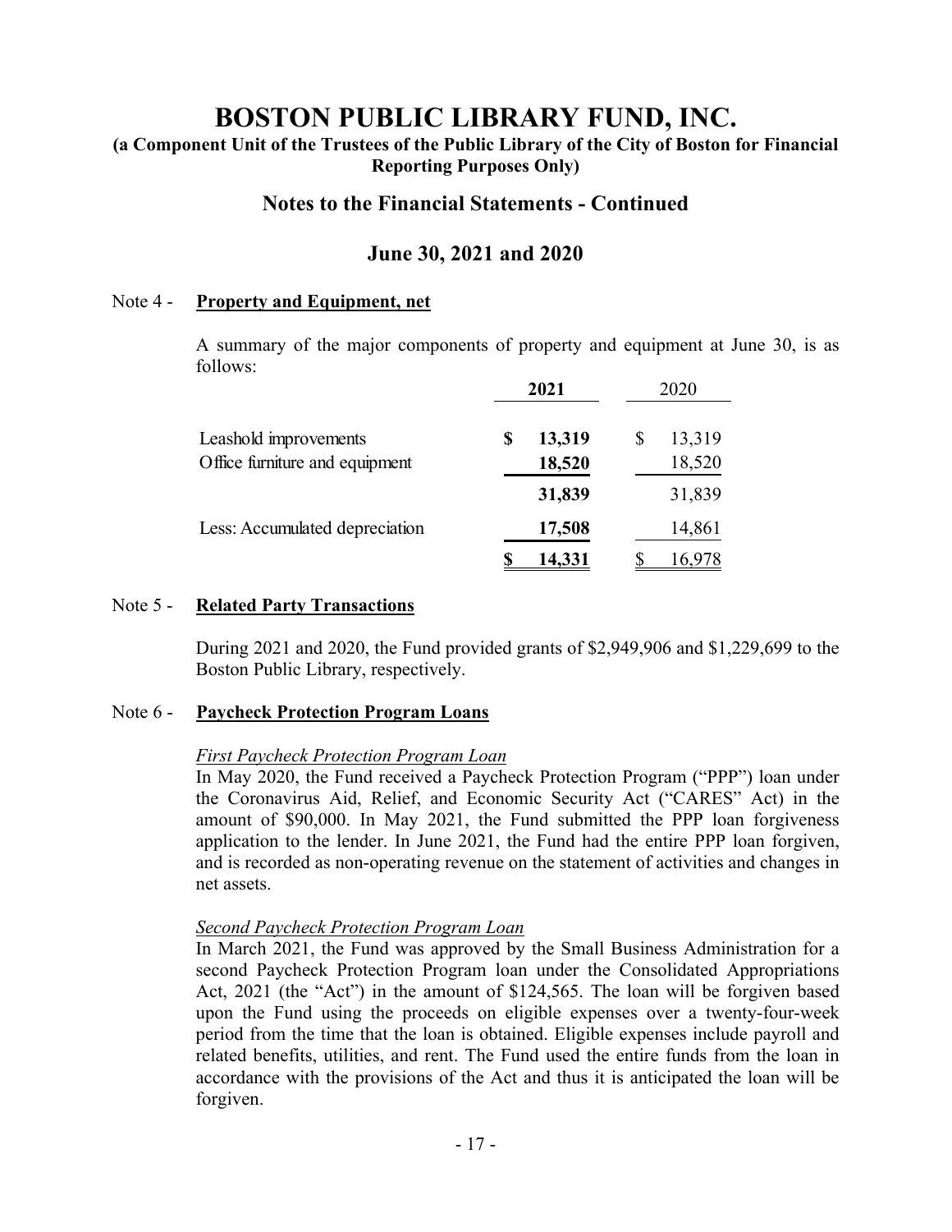# BOSTON PUBLIC LIBRARY FUND, INC.

**(a Component Unit of the Trustees of the Public Library of the City of Boston for Financial Reporting Purposes Only)**

## Notes to the Financial Statements - Continued

## June 30, 2021 and 2020

Note 4 - **Property and Equipment, net**

A summary of the major components of property and equipment at June 30, is as follows:

| | 2021 | 2020 |
|---|---|---|
| Leashold improvements | $ 13,319 | $ 13,319 |
| Office furniture and equipment | 18,520 | 18,520 |
| | 31,839 | 31,839 |
| Less: Accumulated depreciation | 17,508 | 14,861 |
| | $ 14,331 | $ 16,978 |

Note 5 - **Related Party Transactions**

During 2021 and 2020, the Fund provided grants of $2,949,906 and $1,229,699 to the Boston Public Library, respectively.

Note 6 - **Paycheck Protection Program Loans**

*First Paycheck Protection Program Loan*

In May 2020, the Fund received a Paycheck Protection Program ("PPP") loan under the Coronavirus Aid, Relief, and Economic Security Act ("CARES" Act) in the amount of $90,000. In May 2021, the Fund submitted the PPP loan forgiveness application to the lender. In June 2021, the Fund had the entire PPP loan forgiven, and is recorded as non-operating revenue on the statement of activities and changes in net assets.

*Second Paycheck Protection Program Loan*

In March 2021, the Fund was approved by the Small Business Administration for a second Paycheck Protection Program loan under the Consolidated Appropriations Act, 2021 (the "Act") in the amount of $124,565. The loan will be forgiven based upon the Fund using the proceeds on eligible expenses over a twenty-four-week period from the time that the loan is obtained. Eligible expenses include payroll and related benefits, utilities, and rent. The Fund used the entire funds from the loan in accordance with the provisions of the Act and thus it is anticipated the loan will be forgiven.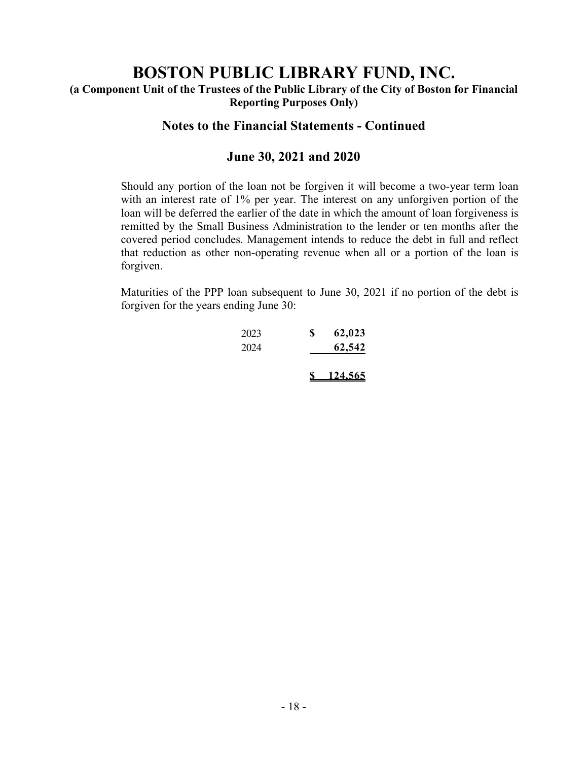# BOSTON PUBLIC LIBRARY FUND, INC.

### (a Component Unit of the Trustees of the Public Library of the City of Boston for Financial Reporting Purposes Only)

## Notes to the Financial Statements - Continued

## June 30, 2021 and 2020

Should any portion of the loan not be forgiven it will become a two-year term loan with an interest rate of 1% per year. The interest on any unforgiven portion of the loan will be deferred the earlier of the date in which the amount of loan forgiveness is remitted by the Small Business Administration to the lender or ten months after the covered period concludes. Management intends to reduce the debt in full and reflect that reduction as other non-operating revenue when all or a portion of the loan is forgiven.

Maturities of the PPP loan subsequent to June 30, 2021 if no portion of the debt is forgiven for the years ending June 30:

| | |
|---|---|
| 2023 | $ 62,023 |
| 2024 | 62,542 |
| | **$ 124,565** |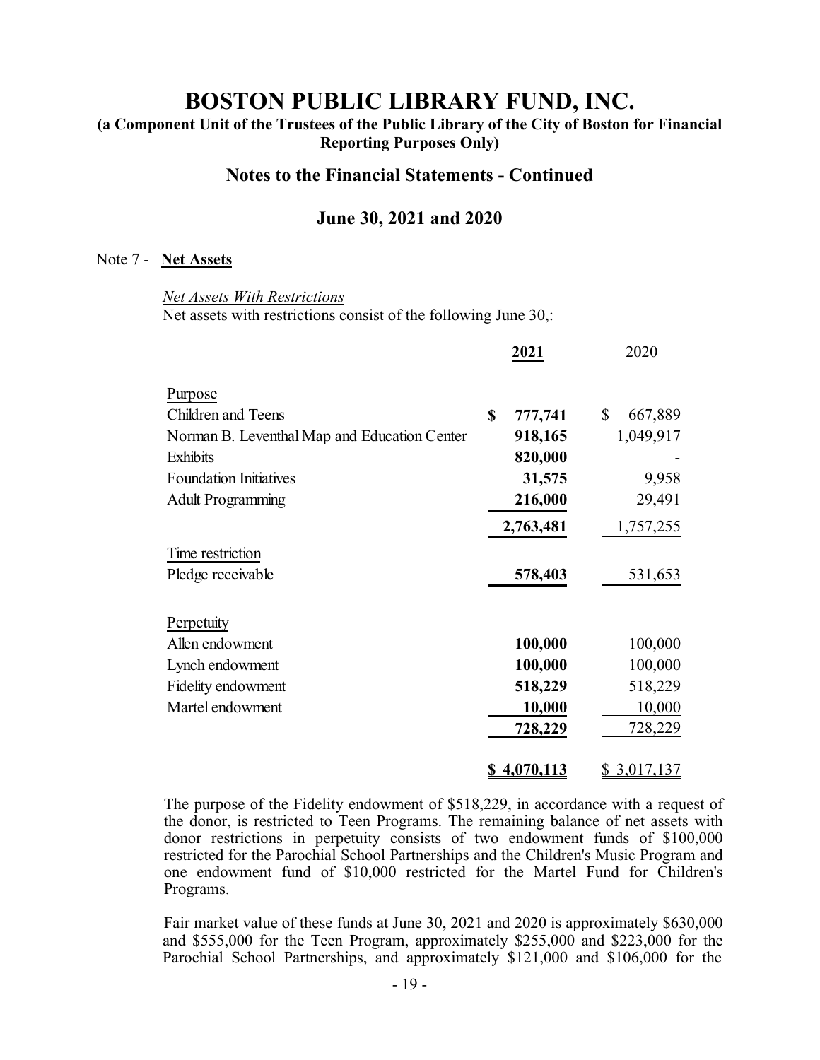# BOSTON PUBLIC LIBRARY FUND, INC.

**(a Component Unit of the Trustees of the Public Library of the City of Boston for Financial Reporting Purposes Only)**

## Notes to the Financial Statements - Continued

## June 30, 2021 and 2020

Note 7 - **Net Assets**

*Net Assets With Restrictions*

Net assets with restrictions consist of the following June 30,:

| | **2021** | 2020 |
|---|---|---|
| Purpose | | |
| Children and Teens | **$ 777,741** | $ 667,889 |
| Norman B. Leventhal Map and Education Center | **918,165** | 1,049,917 |
| Exhibits | **820,000** | - |
| Foundation Initiatives | **31,575** | 9,958 |
| Adult Programming | **216,000** | 29,491 |
| | **2,763,481** | 1,757,255 |
| Time restriction | | |
| Pledge receivable | **578,403** | 531,653 |
| Perpetuity | | |
| Allen endowment | **100,000** | 100,000 |
| Lynch endowment | **100,000** | 100,000 |
| Fidelity endowment | **518,229** | 518,229 |
| Martel endowment | **10,000** | 10,000 |
| | **728,229** | 728,229 |
| | **$ 4,070,113** | $ 3,017,137 |

The purpose of the Fidelity endowment of $518,229, in accordance with a request of the donor, is restricted to Teen Programs. The remaining balance of net assets with donor restrictions in perpetuity consists of two endowment funds of $100,000 restricted for the Parochial School Partnerships and the Children's Music Program and one endowment fund of $10,000 restricted for the Martel Fund for Children's Programs.

Fair market value of these funds at June 30, 2021 and 2020 is approximately $630,000 and $555,000 for the Teen Program, approximately $255,000 and $223,000 for the Parochial School Partnerships, and approximately $121,000 and $106,000 for the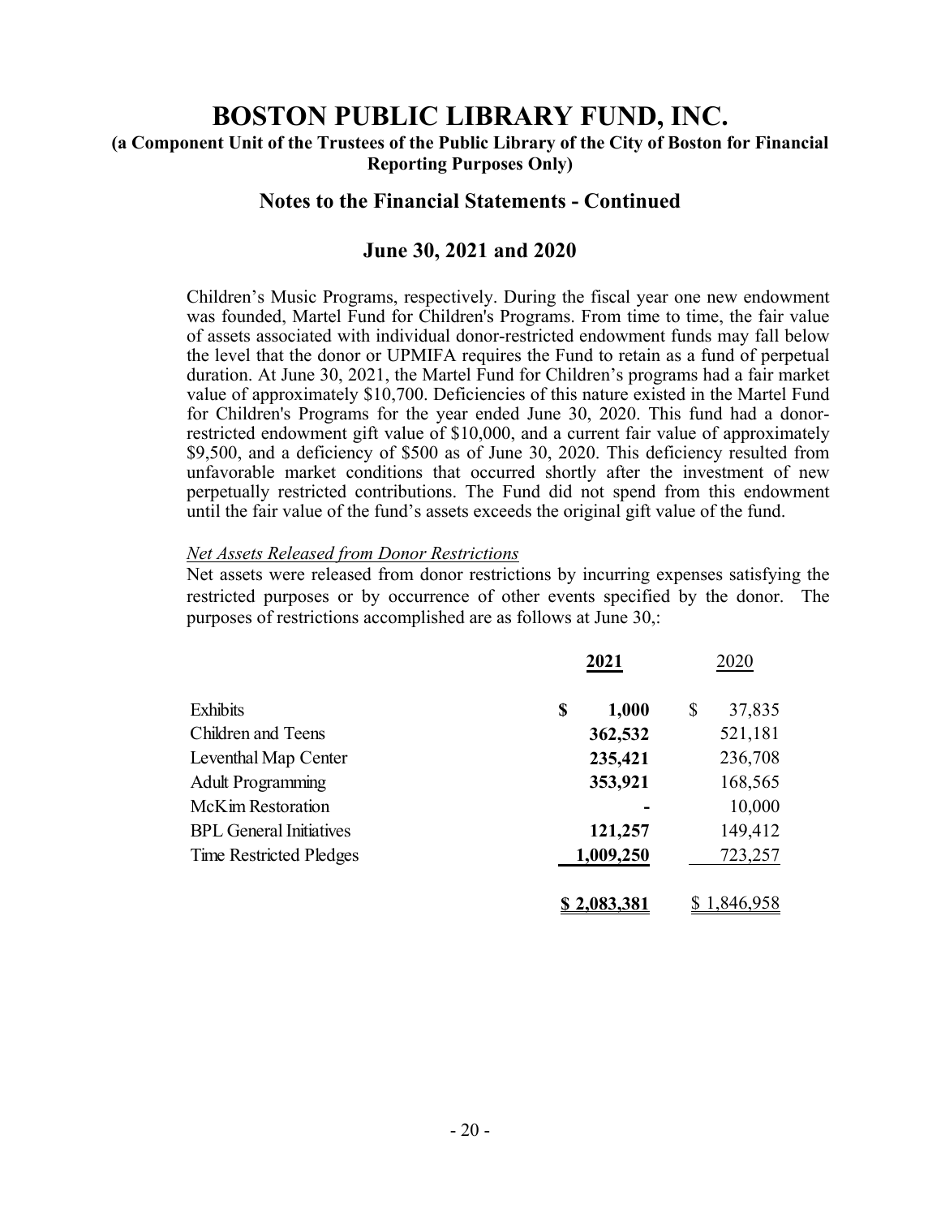# BOSTON PUBLIC LIBRARY FUND, INC.

**(a Component Unit of the Trustees of the Public Library of the City of Boston for Financial Reporting Purposes Only)**

## Notes to the Financial Statements - Continued

## June 30, 2021 and 2020

Children's Music Programs, respectively. During the fiscal year one new endowment was founded, Martel Fund for Children's Programs. From time to time, the fair value of assets associated with individual donor-restricted endowment funds may fall below the level that the donor or UPMIFA requires the Fund to retain as a fund of perpetual duration. At June 30, 2021, the Martel Fund for Children's programs had a fair market value of approximately $10,700. Deficiencies of this nature existed in the Martel Fund for Children's Programs for the year ended June 30, 2020. This fund had a donor-restricted endowment gift value of $10,000, and a current fair value of approximately $9,500, and a deficiency of $500 as of June 30, 2020. This deficiency resulted from unfavorable market conditions that occurred shortly after the investment of new perpetually restricted contributions. The Fund did not spend from this endowment until the fair value of the fund's assets exceeds the original gift value of the fund.

*Net Assets Released from Donor Restrictions*

Net assets were released from donor restrictions by incurring expenses satisfying the restricted purposes or by occurrence of other events specified by the donor. The purposes of restrictions accomplished are as follows at June 30,:

| | **2021** | 2020 |
|---|---|---|
| Exhibits | **$ 1,000** | $ 37,835 |
| Children and Teens | **362,532** | 521,181 |
| Leventhal Map Center | **235,421** | 236,708 |
| Adult Programming | **353,921** | 168,565 |
| McKim Restoration | **-** | 10,000 |
| BPL General Initiatives | **121,257** | 149,412 |
| Time Restricted Pledges | **1,009,250** | 723,257 |
| | **$ 2,083,381** | $ 1,846,958 |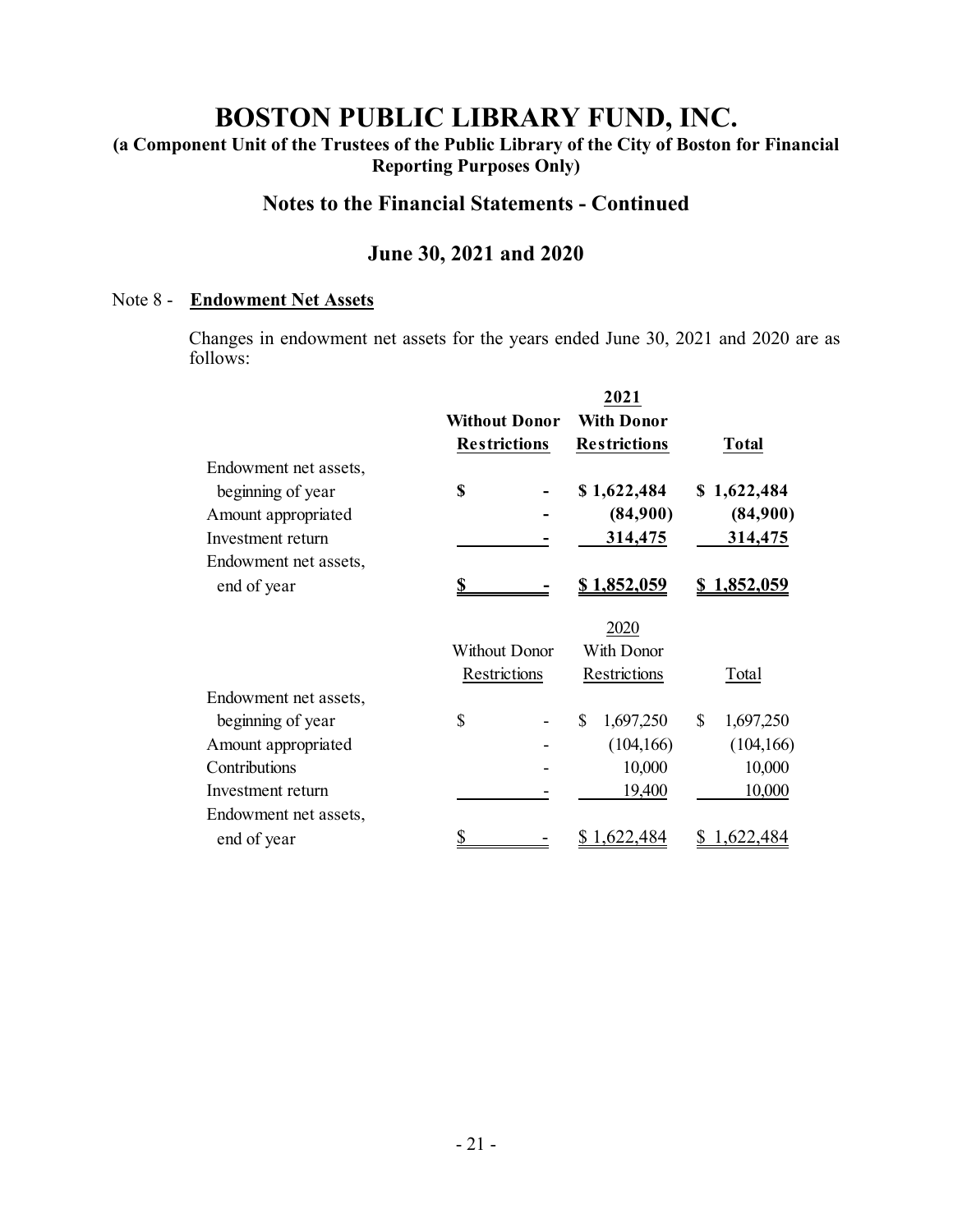# BOSTON PUBLIC LIBRARY FUND, INC.

**(a Component Unit of the Trustees of the Public Library of the City of Boston for Financial Reporting Purposes Only)**

## Notes to the Financial Statements - Continued

## June 30, 2021 and 2020

Note 8 - **Endowment Net Assets**

Changes in endowment net assets for the years ended June 30, 2021 and 2020 are as follows:

| | **2021** | | |
|---|---|---|---|
| | **Without Donor Restrictions** | **With Donor Restrictions** | **Total** |
| Endowment net assets, beginning of year | **$ -** | **$ 1,622,484** | **$ 1,622,484** |
| Amount appropriated | **-** | **(84,900)** | **(84,900)** |
| Investment return | **-** | **314,475** | **314,475** |
| Endowment net assets, end of year | **$ -** | **$ 1,852,059** | **$ 1,852,059** |

| | 2020 | | |
|---|---|---|---|
| | Without Donor Restrictions | With Donor Restrictions | Total |
| Endowment net assets, beginning of year | $ - | $ 1,697,250 | $ 1,697,250 |
| Amount appropriated | - | (104,166) | (104,166) |
| Contributions | - | 10,000 | 10,000 |
| Investment return | - | 19,400 | 10,000 |
| Endowment net assets, end of year | $ - | $ 1,622,484 | $ 1,622,484 |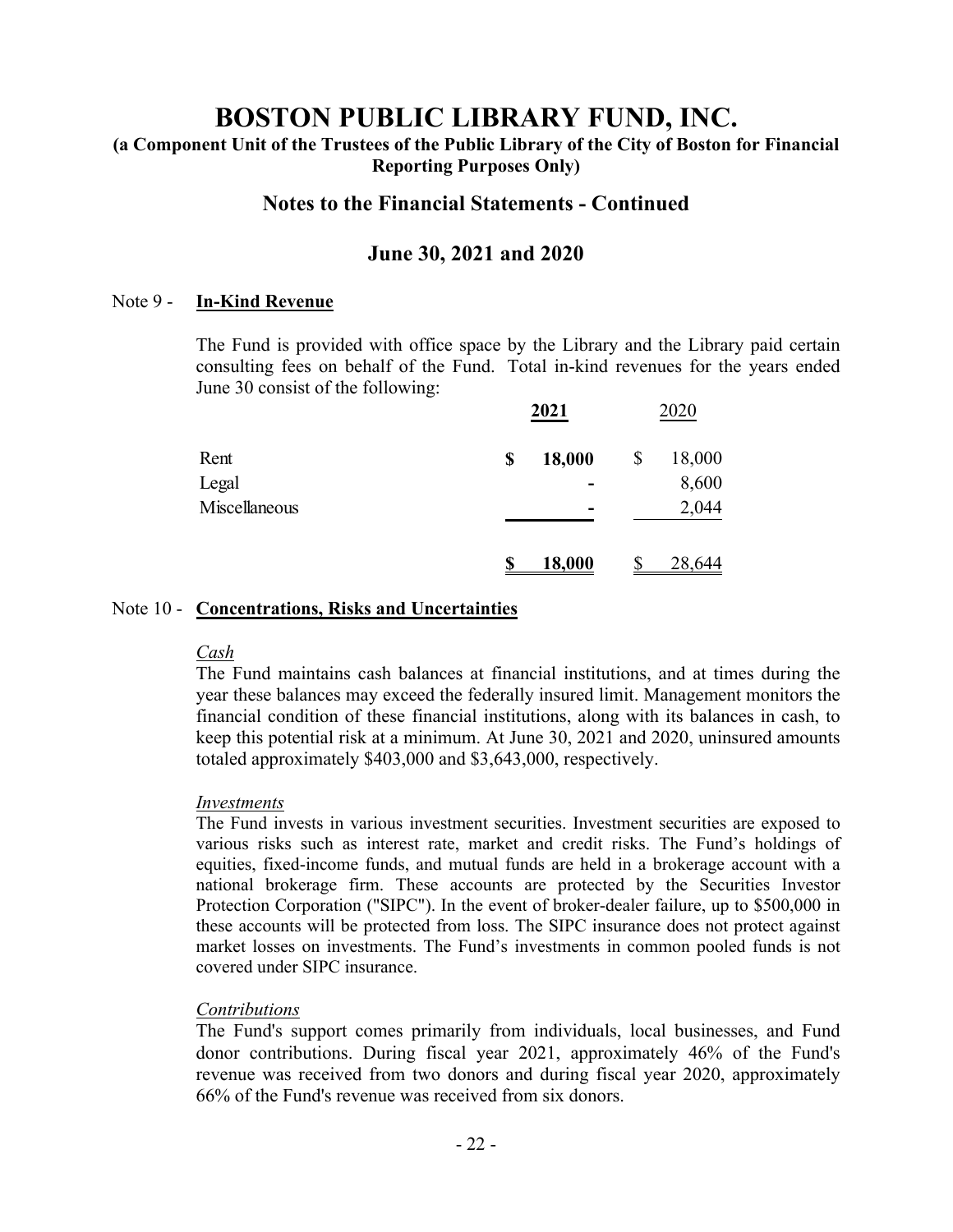# BOSTON PUBLIC LIBRARY FUND, INC.

**(a Component Unit of the Trustees of the Public Library of the City of Boston for Financial Reporting Purposes Only)**

## Notes to the Financial Statements - Continued

## June 30, 2021 and 2020

Note 9 - **In-Kind Revenue**

The Fund is provided with office space by the Library and the Library paid certain consulting fees on behalf of the Fund. Total in-kind revenues for the years ended June 30 consist of the following:

| | **2021** | 2020 |
|---|---|---|
| Rent | **$ 18,000** | $ 18,000 |
| Legal | **-** | 8,600 |
| Miscellaneous | **-** | 2,044 |
| | **$ 18,000** | $ 28,644 |

Note 10 - **Concentrations, Risks and Uncertainties**

*Cash*

The Fund maintains cash balances at financial institutions, and at times during the year these balances may exceed the federally insured limit. Management monitors the financial condition of these financial institutions, along with its balances in cash, to keep this potential risk at a minimum. At June 30, 2021 and 2020, uninsured amounts totaled approximately $403,000 and $3,643,000, respectively.

*Investments*

The Fund invests in various investment securities. Investment securities are exposed to various risks such as interest rate, market and credit risks. The Fund's holdings of equities, fixed-income funds, and mutual funds are held in a brokerage account with a national brokerage firm. These accounts are protected by the Securities Investor Protection Corporation ("SIPC"). In the event of broker-dealer failure, up to $500,000 in these accounts will be protected from loss. The SIPC insurance does not protect against market losses on investments. The Fund's investments in common pooled funds is not covered under SIPC insurance.

*Contributions*

The Fund's support comes primarily from individuals, local businesses, and Fund donor contributions. During fiscal year 2021, approximately 46% of the Fund's revenue was received from two donors and during fiscal year 2020, approximately 66% of the Fund's revenue was received from six donors.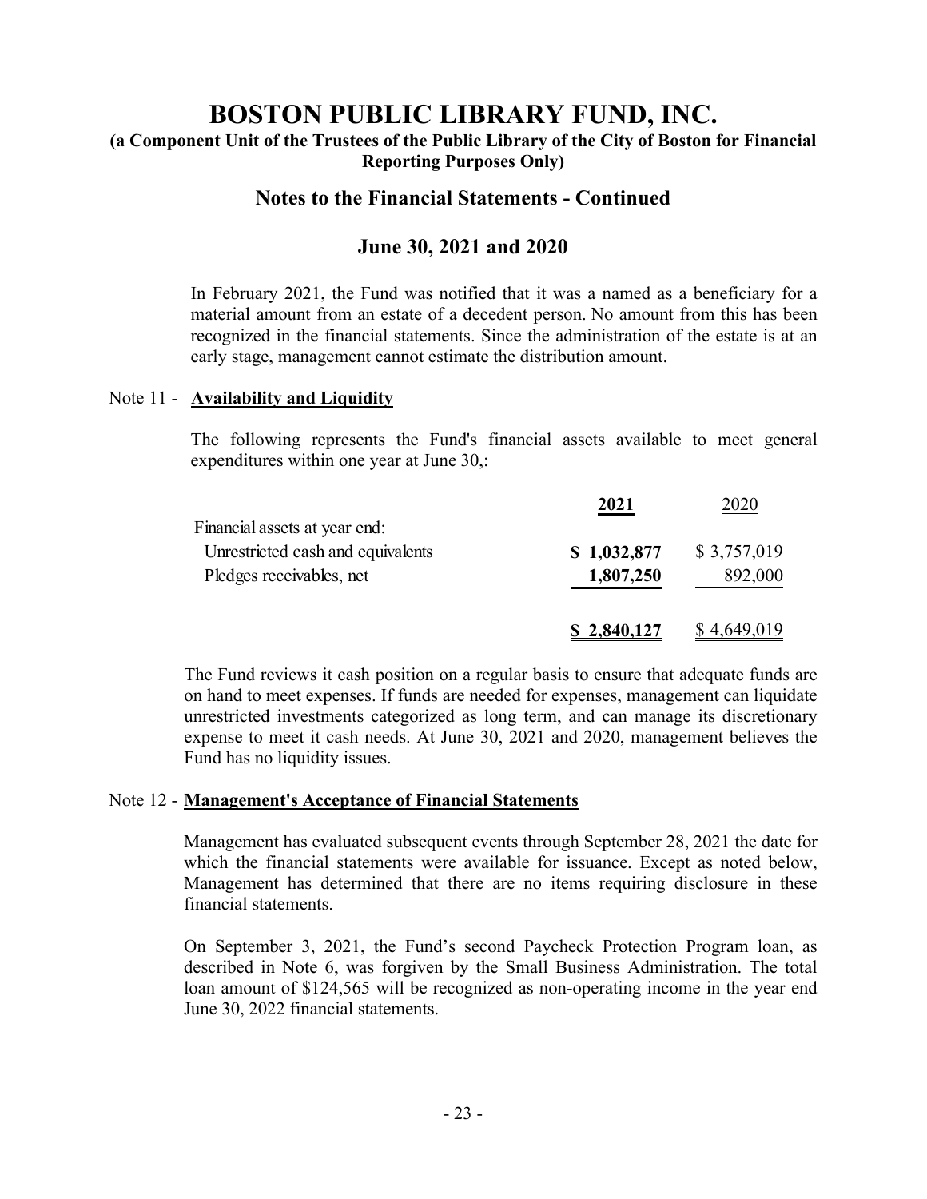# BOSTON PUBLIC LIBRARY FUND, INC.

**(a Component Unit of the Trustees of the Public Library of the City of Boston for Financial Reporting Purposes Only)**

## Notes to the Financial Statements - Continued

## June 30, 2021 and 2020

In February 2021, the Fund was notified that it was a named as a beneficiary for a material amount from an estate of a decedent person. No amount from this has been recognized in the financial statements. Since the administration of the estate is at an early stage, management cannot estimate the distribution amount.

Note 11 - **Availability and Liquidity**

The following represents the Fund's financial assets available to meet general expenditures within one year at June 30,:

| | **2021** | 2020 |
|---|---|---|
| Financial assets at year end: | | |
| Unrestricted cash and equivalents | **$ 1,032,877** | $ 3,757,019 |
| Pledges receivables, net | **1,807,250** | 892,000 |
| | **$ 2,840,127** | $ 4,649,019 |

The Fund reviews it cash position on a regular basis to ensure that adequate funds are on hand to meet expenses. If funds are needed for expenses, management can liquidate unrestricted investments categorized as long term, and can manage its discretionary expense to meet it cash needs. At June 30, 2021 and 2020, management believes the Fund has no liquidity issues.

Note 12 - **Management's Acceptance of Financial Statements**

Management has evaluated subsequent events through September 28, 2021 the date for which the financial statements were available for issuance. Except as noted below, Management has determined that there are no items requiring disclosure in these financial statements.

On September 3, 2021, the Fund's second Paycheck Protection Program loan, as described in Note 6, was forgiven by the Small Business Administration. The total loan amount of $124,565 will be recognized as non-operating income in the year end June 30, 2022 financial statements.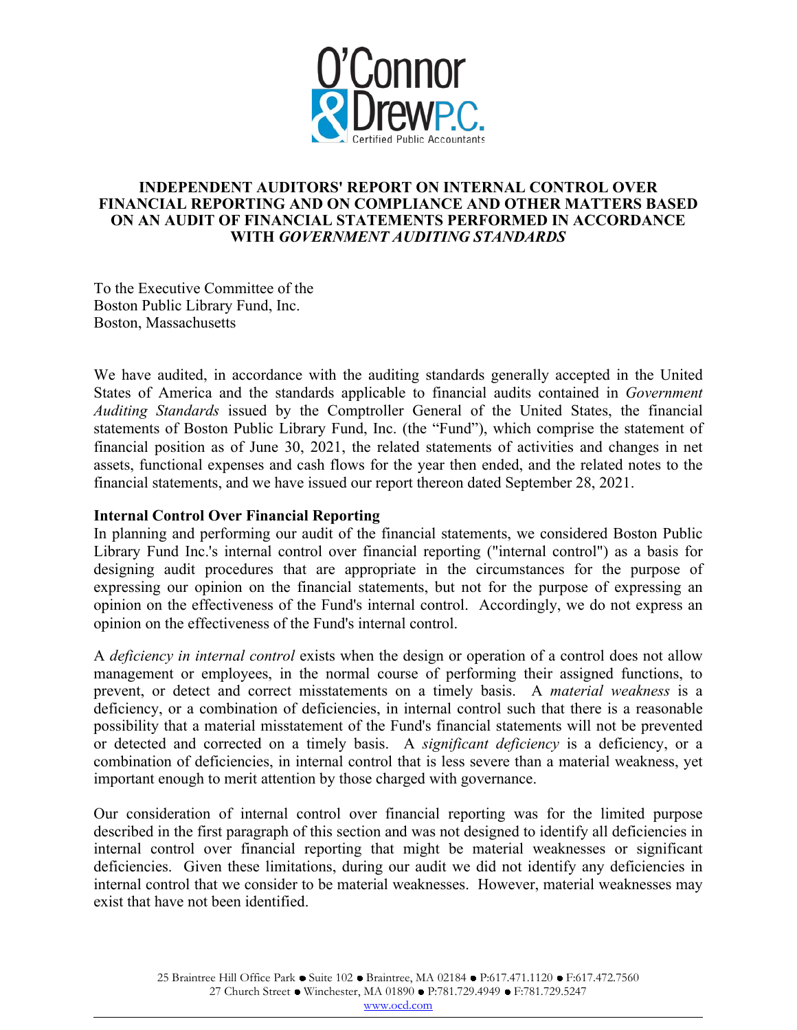# INDEPENDENT AUDITORS' REPORT ON INTERNAL CONTROL OVER FINANCIAL REPORTING AND ON COMPLIANCE AND OTHER MATTERS BASED ON AN AUDIT OF FINANCIAL STATEMENTS PERFORMED IN ACCORDANCE WITH *GOVERNMENT AUDITING STANDARDS*

To the Executive Committee of the
Boston Public Library Fund, Inc.
Boston, Massachusetts

We have audited, in accordance with the auditing standards generally accepted in the United States of America and the standards applicable to financial audits contained in *Government Auditing Standards* issued by the Comptroller General of the United States, the financial statements of Boston Public Library Fund, Inc. (the "Fund"), which comprise the statement of financial position as of June 30, 2021, the related statements of activities and changes in net assets, functional expenses and cash flows for the year then ended, and the related notes to the financial statements, and we have issued our report thereon dated September 28, 2021.

**Internal Control Over Financial Reporting**

In planning and performing our audit of the financial statements, we considered Boston Public Library Fund Inc.'s internal control over financial reporting ("internal control") as a basis for designing audit procedures that are appropriate in the circumstances for the purpose of expressing our opinion on the financial statements, but not for the purpose of expressing an opinion on the effectiveness of the Fund's internal control. Accordingly, we do not express an opinion on the effectiveness of the Fund's internal control.

A *deficiency in internal control* exists when the design or operation of a control does not allow management or employees, in the normal course of performing their assigned functions, to prevent, or detect and correct misstatements on a timely basis. A *material weakness* is a deficiency, or a combination of deficiencies, in internal control such that there is a reasonable possibility that a material misstatement of the Fund's financial statements will not be prevented or detected and corrected on a timely basis. A *significant deficiency* is a deficiency, or a combination of deficiencies, in internal control that is less severe than a material weakness, yet important enough to merit attention by those charged with governance.

Our consideration of internal control over financial reporting was for the limited purpose described in the first paragraph of this section and was not designed to identify all deficiencies in internal control over financial reporting that might be material weaknesses or significant deficiencies. Given these limitations, during our audit we did not identify any deficiencies in internal control that we consider to be material weaknesses. However, material weaknesses may exist that have not been identified.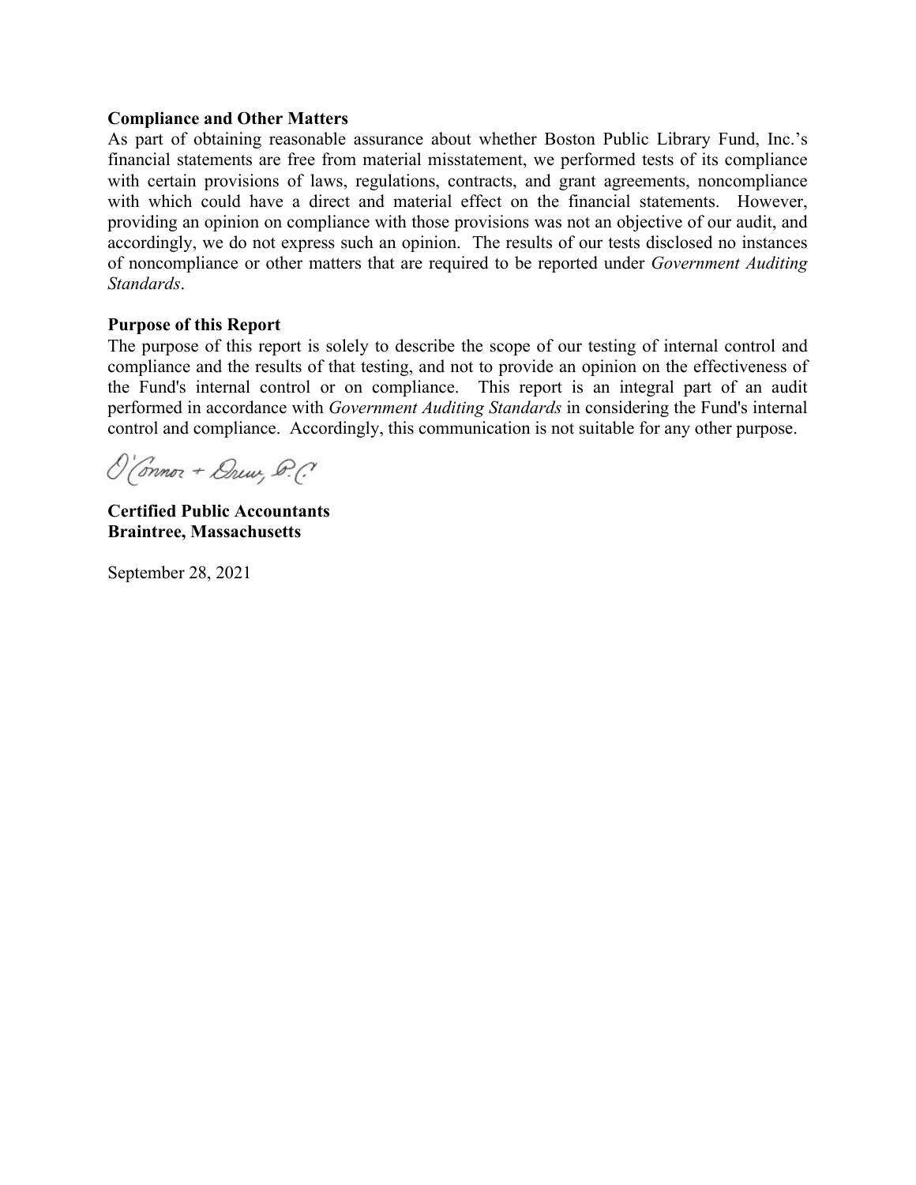**Compliance and Other Matters**

As part of obtaining reasonable assurance about whether Boston Public Library Fund, Inc.'s financial statements are free from material misstatement, we performed tests of its compliance with certain provisions of laws, regulations, contracts, and grant agreements, noncompliance with which could have a direct and material effect on the financial statements. However, providing an opinion on compliance with those provisions was not an objective of our audit, and accordingly, we do not express such an opinion. The results of our tests disclosed no instances of noncompliance or other matters that are required to be reported under *Government Auditing Standards*.

**Purpose of this Report**

The purpose of this report is solely to describe the scope of our testing of internal control and compliance and the results of that testing, and not to provide an opinion on the effectiveness of the Fund's internal control or on compliance. This report is an integral part of an audit performed in accordance with *Government Auditing Standards* in considering the Fund's internal control and compliance. Accordingly, this communication is not suitable for any other purpose.

O'Connor + Drew, P.C.

**Certified Public Accountants**
**Braintree, Massachusetts**

September 28, 2021